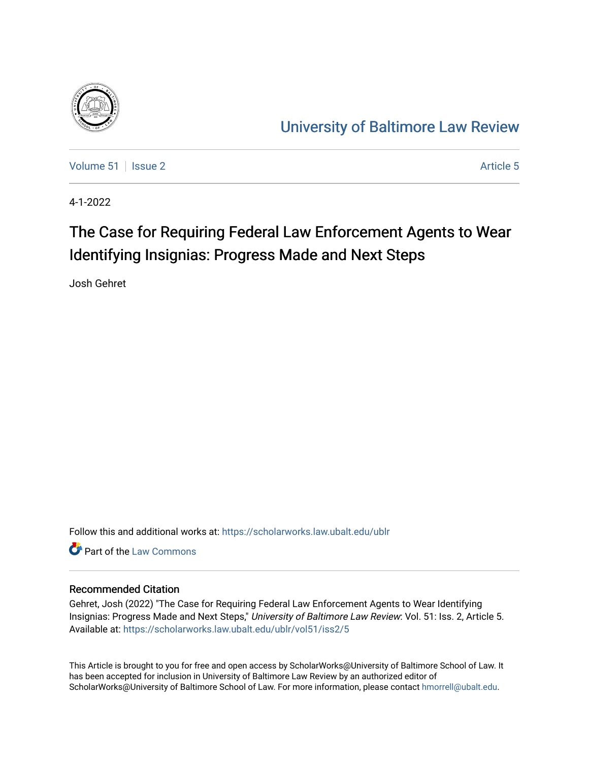# University of Baltimore Law Review

Volume 51 | Issue 2 | Article 5

4-1-2022

## The Case for Requiring Federal Law Enforcement Agents to Wear Identifying Insignias: Progress Made and Next Steps

Josh Gehret

Follow this and additional works at: https://scholarworks.law.ubalt.edu/ublr

Part of the Law Commons

### Recommended Citation

Gehret, Josh (2022) "The Case for Requiring Federal Law Enforcement Agents to Wear Identifying Insignias: Progress Made and Next Steps," *University of Baltimore Law Review*: Vol. 51: Iss. 2, Article 5. Available at: https://scholarworks.law.ubalt.edu/ublr/vol51/iss2/5

This Article is brought to you for free and open access by ScholarWorks@University of Baltimore School of Law. It has been accepted for inclusion in University of Baltimore Law Review by an authorized editor of ScholarWorks@University of Baltimore School of Law. For more information, please contact hmorrell@ubalt.edu.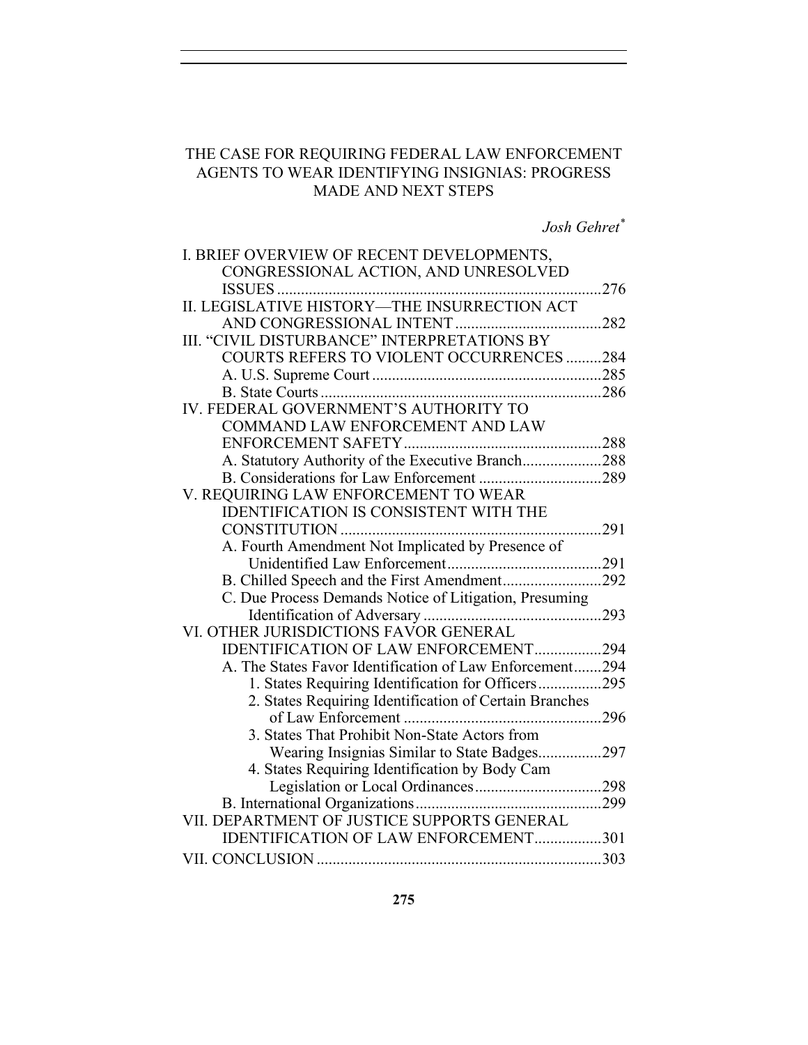# THE CASE FOR REQUIRING FEDERAL LAW ENFORCEMENT AGENTS TO WEAR IDENTIFYING INSIGNIAS: PROGRESS MADE AND NEXT STEPS

*Josh Gehret*[*]

I. BRIEF OVERVIEW OF RECENT DEVELOPMENTS, CONGRESSIONAL ACTION, AND UNRESOLVED ISSUES .......... 276

II. LEGISLATIVE HISTORY—THE INSURRECTION ACT AND CONGRESSIONAL INTENT .......... 282

III. "CIVIL DISTURBANCE" INTERPRETATIONS BY COURTS REFERS TO VIOLENT OCCURRENCES .......... 284

- A. U.S. Supreme Court .......... 285
- B. State Courts .......... 286

IV. FEDERAL GOVERNMENT'S AUTHORITY TO COMMAND LAW ENFORCEMENT AND LAW ENFORCEMENT SAFETY .......... 288

- A. Statutory Authority of the Executive Branch .......... 288
- B. Considerations for Law Enforcement .......... 289

V. REQUIRING LAW ENFORCEMENT TO WEAR IDENTIFICATION IS CONSISTENT WITH THE CONSTITUTION .......... 291

- A. Fourth Amendment Not Implicated by Presence of Unidentified Law Enforcement .......... 291
- B. Chilled Speech and the First Amendment .......... 292
- C. Due Process Demands Notice of Litigation, Presuming Identification of Adversary .......... 293

VI. OTHER JURISDICTIONS FAVOR GENERAL IDENTIFICATION OF LAW ENFORCEMENT .......... 294

- A. The States Favor Identification of Law Enforcement .......... 294
  - 1. States Requiring Identification for Officers .......... 295
  - 2. States Requiring Identification of Certain Branches of Law Enforcement .......... 296
  - 3. States That Prohibit Non-State Actors from Wearing Insignias Similar to State Badges .......... 297
  - 4. States Requiring Identification by Body Cam Legislation or Local Ordinances .......... 298
- B. International Organizations .......... 299

VII. DEPARTMENT OF JUSTICE SUPPORTS GENERAL IDENTIFICATION OF LAW ENFORCEMENT .......... 301

VII. CONCLUSION .......... 303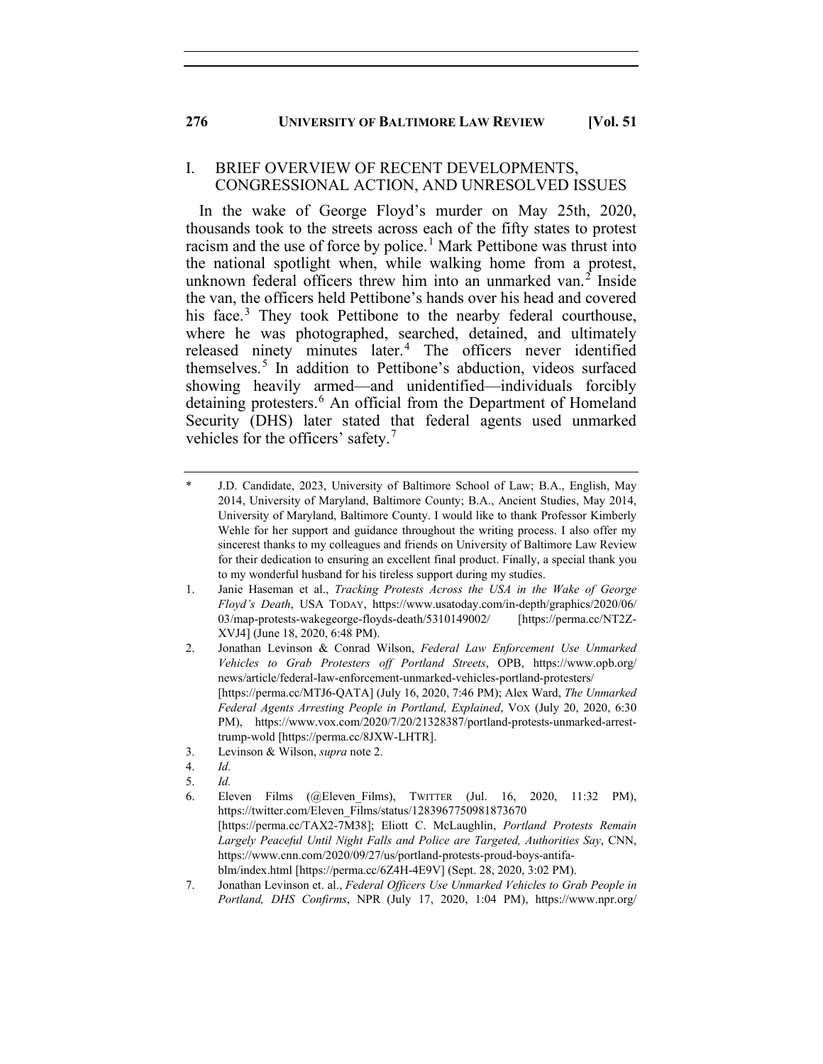## I. BRIEF OVERVIEW OF RECENT DEVELOPMENTS, CONGRESSIONAL ACTION, AND UNRESOLVED ISSUES

In the wake of George Floyd's murder on May 25th, 2020, thousands took to the streets across each of the fifty states to protest racism and the use of force by police.[1] Mark Pettibone was thrust into the national spotlight when, while walking home from a protest, unknown federal officers threw him into an unmarked van.[2] Inside the van, the officers held Pettibone's hands over his head and covered his face.[3] They took Pettibone to the nearby federal courthouse, where he was photographed, searched, detained, and ultimately released ninety minutes later.[4] The officers never identified themselves.[5] In addition to Pettibone's abduction, videos surfaced showing heavily armed—and unidentified—individuals forcibly detaining protesters.[6] An official from the Department of Homeland Security (DHS) later stated that federal agents used unmarked vehicles for the officers' safety.[7]

---

\* J.D. Candidate, 2023, University of Baltimore School of Law; B.A., English, May 2014, University of Maryland, Baltimore County; B.A., Ancient Studies, May 2014, University of Maryland, Baltimore County. I would like to thank Professor Kimberly Wehle for her support and guidance throughout the writing process. I also offer my sincerest thanks to my colleagues and friends on University of Baltimore Law Review for their dedication to ensuring an excellent final product. Finally, a special thank you to my wonderful husband for his tireless support during my studies.

1. Janie Haseman et al., *Tracking Protests Across the USA in the Wake of George Floyd's Death*, USA TODAY, https://www.usatoday.com/in-depth/graphics/2020/06/03/map-protests-wakegeorge-floyds-death/5310149002/ [https://perma.cc/NT2Z-XVJ4] (June 18, 2020, 6:48 PM).
2. Jonathan Levinson & Conrad Wilson, *Federal Law Enforcement Use Unmarked Vehicles to Grab Protesters off Portland Streets*, OPB, https://www.opb.org/news/article/federal-law-enforcement-unmarked-vehicles-portland-protesters/ [https://perma.cc/MTJ6-QATA] (July 16, 2020, 7:46 PM); Alex Ward, *The Unmarked Federal Agents Arresting People in Portland, Explained*, VOX (July 20, 2020, 6:30 PM), https://www.vox.com/2020/7/20/21328387/portland-protests-unmarked-arrest-trump-wold [https://perma.cc/8JXW-LHTR].
3. Levinson & Wilson, *supra* note 2.
4. *Id.*
5. *Id.*
6. Eleven Films (@Eleven_Films), TWITTER (Jul. 16, 2020, 11:32 PM), https://twitter.com/Eleven_Films/status/1283967750981873670 [https://perma.cc/TAX2-7M38]; Eliott C. McLaughlin, *Portland Protests Remain Largely Peaceful Until Night Falls and Police are Targeted, Authorities Say*, CNN, https://www.cnn.com/2020/09/27/us/portland-protests-proud-boys-antifa-blm/index.html [https://perma.cc/6Z4H-4E9V] (Sept. 28, 2020, 3:02 PM).
7. Jonathan Levinson et. al., *Federal Officers Use Unmarked Vehicles to Grab People in Portland, DHS Confirms*, NPR (July 17, 2020, 1:04 PM), https://www.npr.org/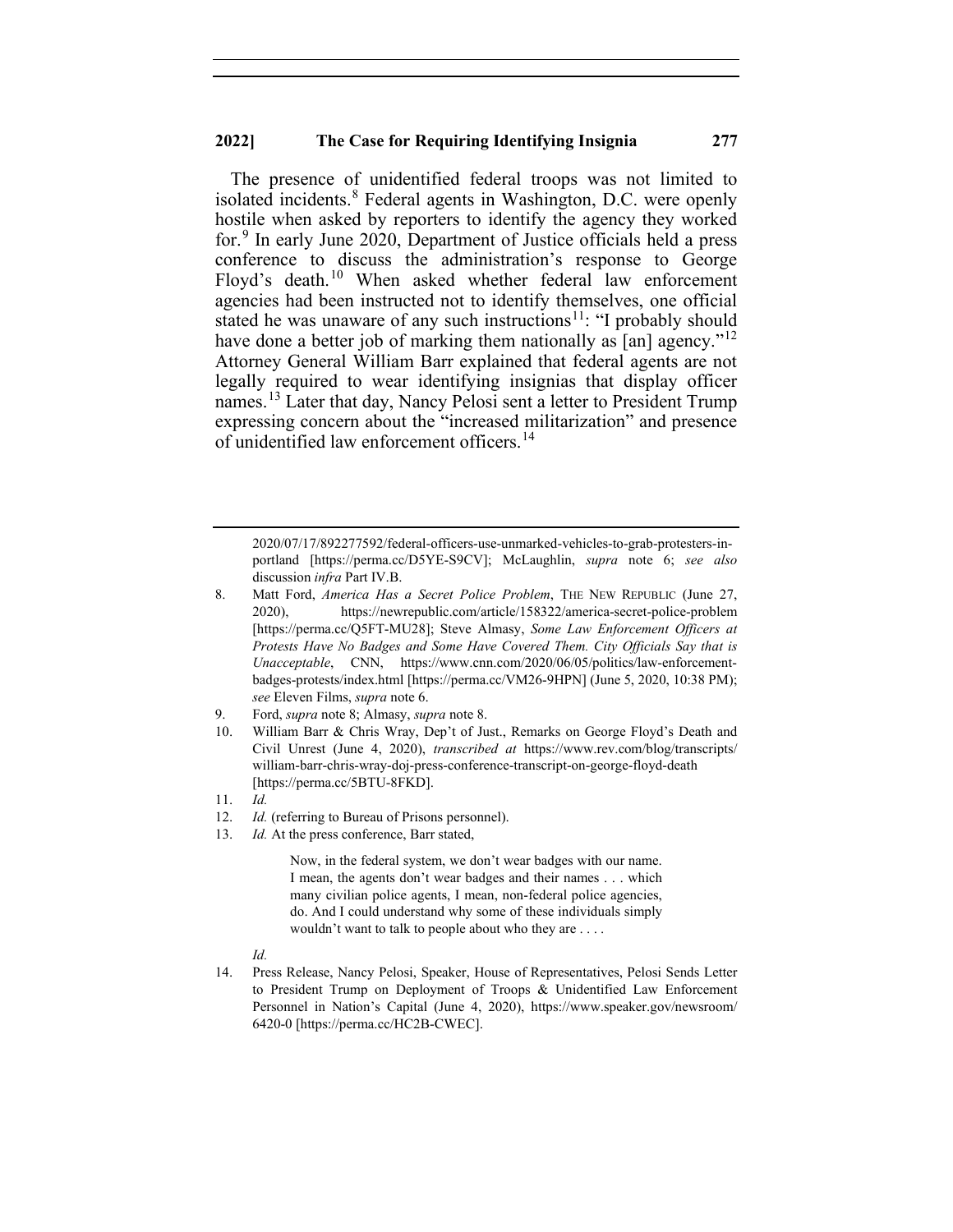The presence of unidentified federal troops was not limited to isolated incidents.[8] Federal agents in Washington, D.C. were openly hostile when asked by reporters to identify the agency they worked for.[9] In early June 2020, Department of Justice officials held a press conference to discuss the administration's response to George Floyd's death.[10] When asked whether federal law enforcement agencies had been instructed not to identify themselves, one official stated he was unaware of any such instructions[11]: "I probably should have done a better job of marking them nationally as [an] agency."[12] Attorney General William Barr explained that federal agents are not legally required to wear identifying insignias that display officer names.[13] Later that day, Nancy Pelosi sent a letter to President Trump expressing concern about the "increased militarization" and presence of unidentified law enforcement officers.[14]

---

2020/07/17/892277592/federal-officers-use-unmarked-vehicles-to-grab-protesters-in-portland [https://perma.cc/D5YE-S9CV]; McLaughlin, *supra* note 6; *see also* discussion *infra* Part IV.B.

8. Matt Ford, *America Has a Secret Police Problem*, THE NEW REPUBLIC (June 27, 2020), https://newrepublic.com/article/158322/america-secret-police-problem [https://perma.cc/Q5FT-MU28]; Steve Almasy, *Some Law Enforcement Officers at Protests Have No Badges and Some Have Covered Them. City Officials Say that is Unacceptable*, CNN, https://www.cnn.com/2020/06/05/politics/law-enforcement-badges-protests/index.html [https://perma.cc/VM26-9HPN] (June 5, 2020, 10:38 PM); *see* Eleven Films, *supra* note 6.
9. Ford, *supra* note 8; Almasy, *supra* note 8.
10. William Barr & Chris Wray, Dep't of Just., Remarks on George Floyd's Death and Civil Unrest (June 4, 2020), *transcribed at* https://www.rev.com/blog/transcripts/william-barr-chris-wray-doj-press-conference-transcript-on-george-floyd-death [https://perma.cc/5BTU-8FKD].
11. *Id.*
12. *Id.* (referring to Bureau of Prisons personnel).
13. *Id.* At the press conference, Barr stated,

> Now, in the federal system, we don't wear badges with our name. I mean, the agents don't wear badges and their names . . . which many civilian police agents, I mean, non-federal police agencies, do. And I could understand why some of these individuals simply wouldn't want to talk to people about who they are . . . .

*Id.*

14. Press Release, Nancy Pelosi, Speaker, House of Representatives, Pelosi Sends Letter to President Trump on Deployment of Troops & Unidentified Law Enforcement Personnel in Nation's Capital (June 4, 2020), https://www.speaker.gov/newsroom/6420-0 [https://perma.cc/HC2B-CWEC].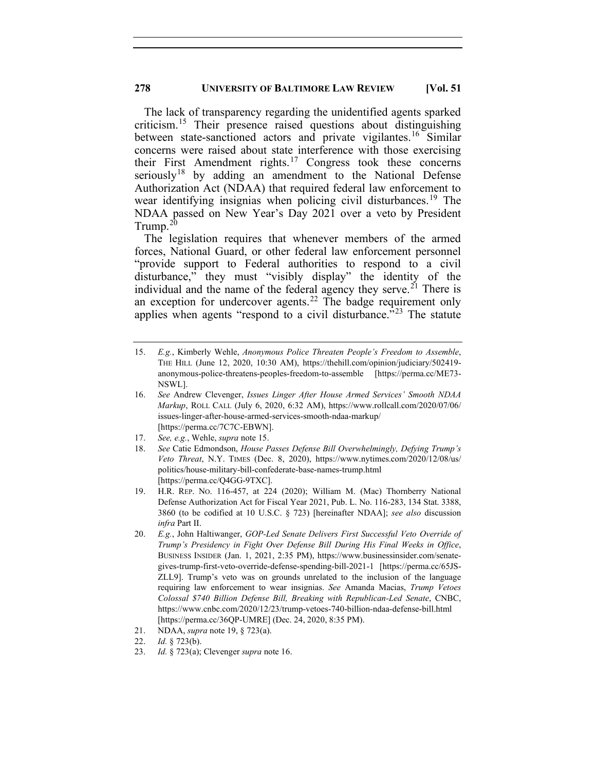The lack of transparency regarding the unidentified agents sparked criticism.[15] Their presence raised questions about distinguishing between state-sanctioned actors and private vigilantes.[16] Similar concerns were raised about state interference with those exercising their First Amendment rights.[17] Congress took these concerns seriously[18] by adding an amendment to the National Defense Authorization Act (NDAA) that required federal law enforcement to wear identifying insignias when policing civil disturbances.[19] The NDAA passed on New Year's Day 2021 over a veto by President Trump.[20]

The legislation requires that whenever members of the armed forces, National Guard, or other federal law enforcement personnel "provide support to Federal authorities to respond to a civil disturbance," they must "visibly display" the identity of the individual and the name of the federal agency they serve.[21] There is an exception for undercover agents.[22] The badge requirement only applies when agents "respond to a civil disturbance."[23] The statute

---

15. *E.g.*, Kimberly Wehle, *Anonymous Police Threaten People's Freedom to Assemble*, THE HILL (June 12, 2020, 10:30 AM), https://thehill.com/opinion/judiciary/502419-anonymous-police-threatens-peoples-freedom-to-assemble [https://perma.cc/ME73-NSWL].
16. *See* Andrew Clevenger, *Issues Linger After House Armed Services' Smooth NDAA Markup*, ROLL CALL (July 6, 2020, 6:32 AM), https://www.rollcall.com/2020/07/06/issues-linger-after-house-armed-services-smooth-ndaa-markup/ [https://perma.cc/7C7C-EBWN].
17. *See, e.g.*, Wehle, *supra* note 15.
18. *See* Catie Edmondson, *House Passes Defense Bill Overwhelmingly, Defying Trump's Veto Threat*, N.Y. TIMES (Dec. 8, 2020), https://www.nytimes.com/2020/12/08/us/politics/house-military-bill-confederate-base-names-trump.html [https://perma.cc/Q4GG-9TXC].
19. H.R. REP. NO. 116-457, at 224 (2020); William M. (Mac) Thornberry National Defense Authorization Act for Fiscal Year 2021, Pub. L. No. 116-283, 134 Stat. 3388, 3860 (to be codified at 10 U.S.C. § 723) [hereinafter NDAA]; *see also* discussion *infra* Part II.
20. *E.g.*, John Haltiwanger, *GOP-Led Senate Delivers First Successful Veto Override of Trump's Presidency in Fight Over Defense Bill During His Final Weeks in Office*, BUSINESS INSIDER (Jan. 1, 2021, 2:35 PM), https://www.businessinsider.com/senate-gives-trump-first-veto-override-defense-spending-bill-2021-1 [https://perma.cc/65JS-ZLL9]. Trump's veto was on grounds unrelated to the inclusion of the language requiring law enforcement to wear insignias. *See* Amanda Macias, *Trump Vetoes Colossal $740 Billion Defense Bill, Breaking with Republican-Led Senate*, CNBC, https://www.cnbc.com/2020/12/23/trump-vetoes-740-billion-ndaa-defense-bill.html [https://perma.cc/36QP-UMRE] (Dec. 24, 2020, 8:35 PM).
21. NDAA, *supra* note 19, § 723(a).
22. *Id.* § 723(b).
23. *Id.* § 723(a); Clevenger *supra* note 16.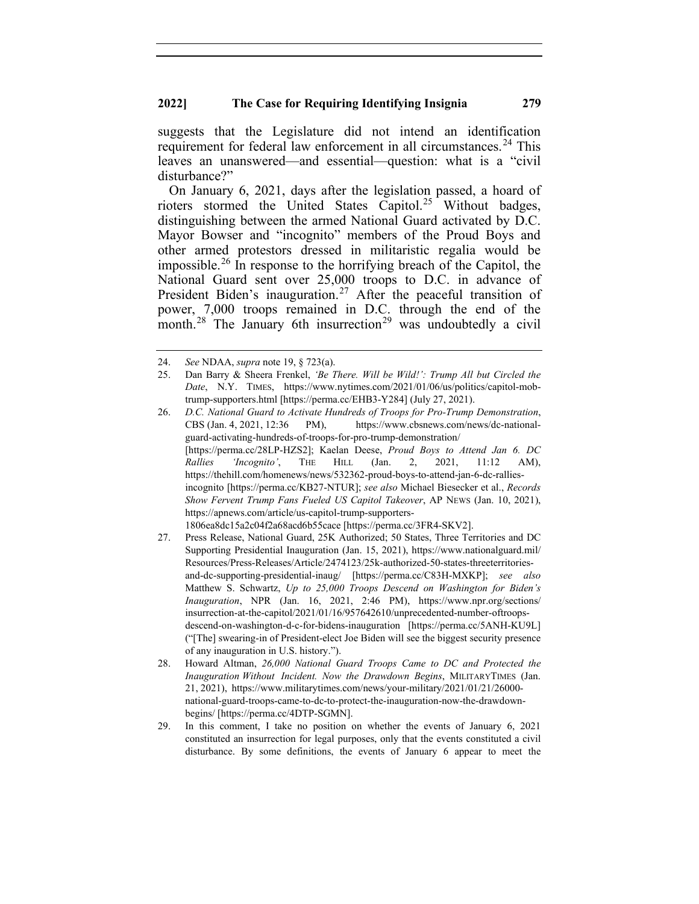suggests that the Legislature did not intend an identification requirement for federal law enforcement in all circumstances.[24] This leaves an unanswered—and essential—question: what is a "civil disturbance?"

On January 6, 2021, days after the legislation passed, a hoard of rioters stormed the United States Capitol.[25] Without badges, distinguishing between the armed National Guard activated by D.C. Mayor Bowser and "incognito" members of the Proud Boys and other armed protestors dressed in militaristic regalia would be impossible.[26] In response to the horrifying breach of the Capitol, the National Guard sent over 25,000 troops to D.C. in advance of President Biden's inauguration.[27] After the peaceful transition of power, 7,000 troops remained in D.C. through the end of the month.[28] The January 6th insurrection[29] was undoubtedly a civil

---

24. *See* NDAA, *supra* note 19, § 723(a).

25. Dan Barry & Sheera Frenkel, *'Be There. Will be Wild!': Trump All but Circled the Date*, N.Y. TIMES, https://www.nytimes.com/2021/01/06/us/politics/capitol-mob-trump-supporters.html [https://perma.cc/EHB3-Y284] (July 27, 2021).

26. *D.C. National Guard to Activate Hundreds of Troops for Pro-Trump Demonstration*, CBS (Jan. 4, 2021, 12:36 PM), https://www.cbsnews.com/news/dc-national-guard-activating-hundreds-of-troops-for-pro-trump-demonstration/ [https://perma.cc/28LP-HZS2]; Kaelan Deese, *Proud Boys to Attend Jan 6. DC Rallies 'Incognito'*, THE HILL (Jan. 2, 2021, 11:12 AM), https://thehill.com/homenews/news/532362-proud-boys-to-attend-jan-6-dc-rallies-incognito [https://perma.cc/KB27-NTUR]; *see also* Michael Biesecker et al., *Records Show Fervent Trump Fans Fueled US Capitol Takeover*, AP NEWS (Jan. 10, 2021), https://apnews.com/article/us-capitol-trump-supporters-1806ea8dc15a2c04f2a68acd6b55cace [https://perma.cc/3FR4-SKV2].

27. Press Release, National Guard, 25K Authorized; 50 States, Three Territories and DC Supporting Presidential Inauguration (Jan. 15, 2021), https://www.nationalguard.mil/Resources/Press-Releases/Article/2474123/25k-authorized-50-states-threeterritories-and-dc-supporting-presidential-inaug/ [https://perma.cc/C83H-MXKP]; *see also* Matthew S. Schwartz, *Up to 25,000 Troops Descend on Washington for Biden's Inauguration*, NPR (Jan. 16, 2021, 2:46 PM), https://www.npr.org/sections/insurrection-at-the-capitol/2021/01/16/957642610/unprecedented-number-oftroops-descend-on-washington-d-c-for-bidens-inauguration [https://perma.cc/5ANH-KU9L] ("[The] swearing-in of President-elect Joe Biden will see the biggest security presence of any inauguration in U.S. history.").

28. Howard Altman, *26,000 National Guard Troops Came to DC and Protected the Inauguration Without Incident. Now the Drawdown Begins*, MILITARYTIMES (Jan. 21, 2021), https://www.militarytimes.com/news/your-military/2021/01/21/26000-national-guard-troops-came-to-dc-to-protect-the-inauguration-now-the-drawdown-begins/ [https://perma.cc/4DTP-SGMN].

29. In this comment, I take no position on whether the events of January 6, 2021 constituted an insurrection for legal purposes, only that the events constituted a civil disturbance. By some definitions, the events of January 6 appear to meet the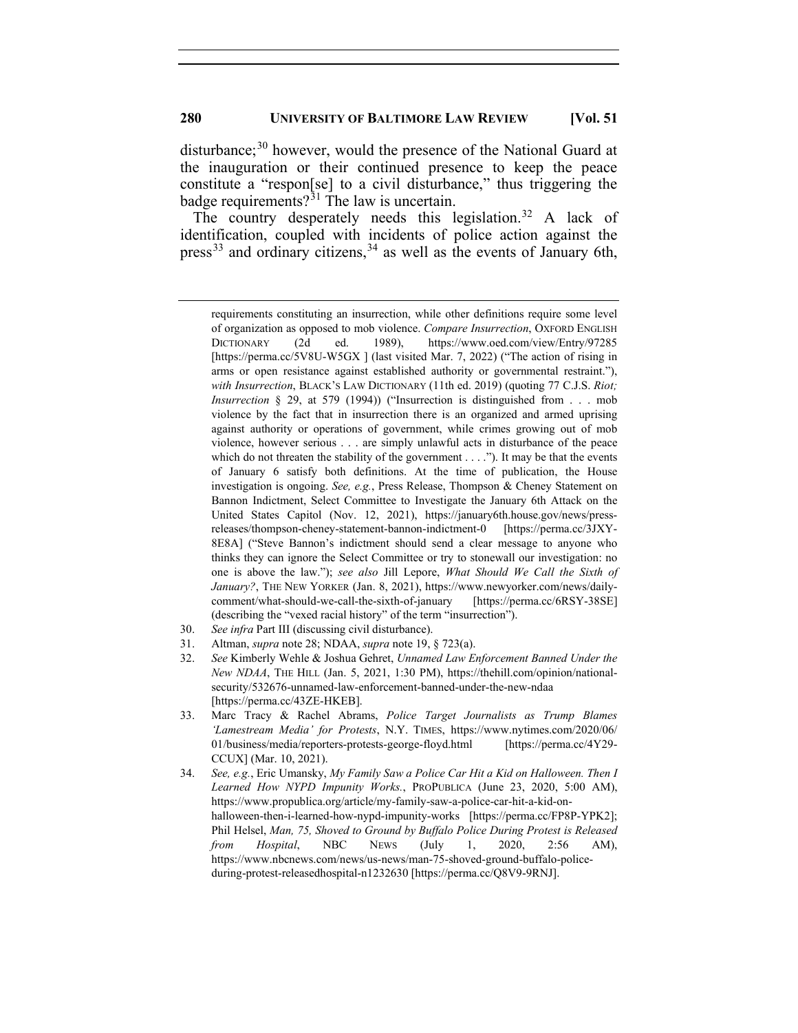disturbance;[30] however, would the presence of the National Guard at the inauguration or their continued presence to keep the peace constitute a "respon[se] to a civil disturbance," thus triggering the badge requirements?[31] The law is uncertain.

The country desperately needs this legislation.[32] A lack of identification, coupled with incidents of police action against the press[33] and ordinary citizens,[34] as well as the events of January 6th,

---

requirements constituting an insurrection, while other definitions require some level of organization as opposed to mob violence. *Compare Insurrection*, OXFORD ENGLISH DICTIONARY (2d ed. 1989), https://www.oed.com/view/Entry/97285 [https://perma.cc/5V8U-W5GX ] (last visited Mar. 7, 2022) ("The action of rising in arms or open resistance against established authority or governmental restraint."), *with Insurrection*, BLACK'S LAW DICTIONARY (11th ed. 2019) (quoting 77 C.J.S. *Riot; Insurrection* § 29, at 579 (1994)) ("Insurrection is distinguished from . . . mob violence by the fact that in insurrection there is an organized and armed uprising against authority or operations of government, while crimes growing out of mob violence, however serious . . . are simply unlawful acts in disturbance of the peace which do not threaten the stability of the government . . . ."). It may be that the events of January 6 satisfy both definitions. At the time of publication, the House investigation is ongoing. *See, e.g.*, Press Release, Thompson & Cheney Statement on Bannon Indictment, Select Committee to Investigate the January 6th Attack on the United States Capitol (Nov. 12, 2021), https://january6th.house.gov/news/press-releases/thompson-cheney-statement-bannon-indictment-0 [https://perma.cc/3JXY-8E8A] ("Steve Bannon's indictment should send a clear message to anyone who thinks they can ignore the Select Committee or try to stonewall our investigation: no one is above the law."); *see also* Jill Lepore, *What Should We Call the Sixth of January?*, THE NEW YORKER (Jan. 8, 2021), https://www.newyorker.com/news/daily-comment/what-should-we-call-the-sixth-of-january [https://perma.cc/6RSY-38SE] (describing the "vexed racial history" of the term "insurrection").

30. *See infra* Part III (discussing civil disturbance).

31. Altman, *supra* note 28; NDAA, *supra* note 19, § 723(a).

32. *See* Kimberly Wehle & Joshua Gehret, *Unnamed Law Enforcement Banned Under the New NDAA*, THE HILL (Jan. 5, 2021, 1:30 PM), https://thehill.com/opinion/national-security/532676-unnamed-law-enforcement-banned-under-the-new-ndaa [https://perma.cc/43ZE-HKEB].

33. Marc Tracy & Rachel Abrams, *Police Target Journalists as Trump Blames 'Lamestream Media' for Protests*, N.Y. TIMES, https://www.nytimes.com/2020/06/01/business/media/reporters-protests-george-floyd.html [https://perma.cc/4Y29-CCUX] (Mar. 10, 2021).

34. *See, e.g.*, Eric Umansky, *My Family Saw a Police Car Hit a Kid on Halloween. Then I Learned How NYPD Impunity Works.*, PROPUBLICA (June 23, 2020, 5:00 AM), https://www.propublica.org/article/my-family-saw-a-police-car-hit-a-kid-on-halloween-then-i-learned-how-nypd-impunity-works [https://perma.cc/FP8P-YPK2]; Phil Helsel, *Man, 75, Shoved to Ground by Buffalo Police During Protest is Released from Hospital*, NBC NEWS (July 1, 2020, 2:56 AM), https://www.nbcnews.com/news/us-news/man-75-shoved-ground-buffalo-police-during-protest-releasedhospital-n1232630 [https://perma.cc/Q8V9-9RNJ].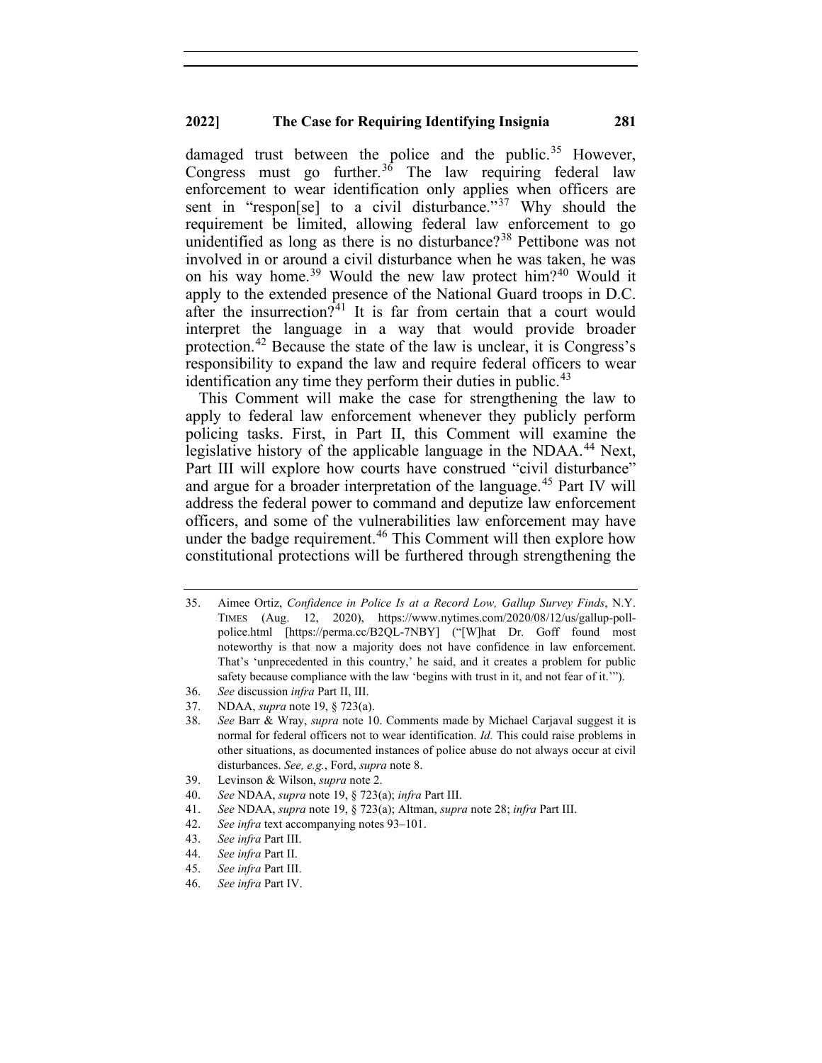damaged trust between the police and the public.[35] However, Congress must go further.[36] The law requiring federal law enforcement to wear identification only applies when officers are sent in "respon[se] to a civil disturbance."[37] Why should the requirement be limited, allowing federal law enforcement to go unidentified as long as there is no disturbance?[38] Pettibone was not involved in or around a civil disturbance when he was taken, he was on his way home.[39] Would the new law protect him?[40] Would it apply to the extended presence of the National Guard troops in D.C. after the insurrection?[41] It is far from certain that a court would interpret the language in a way that would provide broader protection.[42] Because the state of the law is unclear, it is Congress's responsibility to expand the law and require federal officers to wear identification any time they perform their duties in public.[43]

This Comment will make the case for strengthening the law to apply to federal law enforcement whenever they publicly perform policing tasks. First, in Part II, this Comment will examine the legislative history of the applicable language in the NDAA.[44] Next, Part III will explore how courts have construed "civil disturbance" and argue for a broader interpretation of the language.[45] Part IV will address the federal power to command and deputize law enforcement officers, and some of the vulnerabilities law enforcement may have under the badge requirement.[46] This Comment will then explore how constitutional protections will be furthered through strengthening the

---

35. Aimee Ortiz, *Confidence in Police Is at a Record Low, Gallup Survey Finds*, N.Y. TIMES (Aug. 12, 2020), https://www.nytimes.com/2020/08/12/us/gallup-poll-police.html [https://perma.cc/B2QL-7NBY] ("[W]hat Dr. Goff found most noteworthy is that now a majority does not have confidence in law enforcement. That's 'unprecedented in this country,' he said, and it creates a problem for public safety because compliance with the law 'begins with trust in it, and not fear of it.'").
36. *See* discussion *infra* Part II, III.
37. NDAA, *supra* note 19, § 723(a).
38. *See* Barr & Wray, *supra* note 10. Comments made by Michael Carjaval suggest it is normal for federal officers not to wear identification. *Id.* This could raise problems in other situations, as documented instances of police abuse do not always occur at civil disturbances. *See, e.g.*, Ford, *supra* note 8.
39. Levinson & Wilson, *supra* note 2.
40. *See* NDAA, *supra* note 19, § 723(a); *infra* Part III.
41. *See* NDAA, *supra* note 19, § 723(a); Altman, *supra* note 28; *infra* Part III.
42. *See infra* text accompanying notes 93–101.
43. *See infra* Part III.
44. *See infra* Part II.
45. *See infra* Part III.
46. *See infra* Part IV.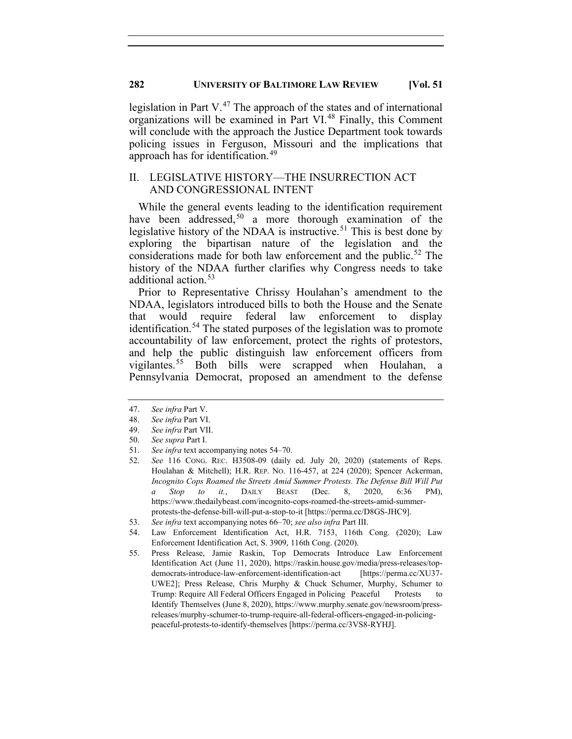legislation in Part V.[47] The approach of the states and of international organizations will be examined in Part VI.[48] Finally, this Comment will conclude with the approach the Justice Department took towards policing issues in Ferguson, Missouri and the implications that approach has for identification.[49]

## II. LEGISLATIVE HISTORY—THE INSURRECTION ACT AND CONGRESSIONAL INTENT

While the general events leading to the identification requirement have been addressed,[50] a more thorough examination of the legislative history of the NDAA is instructive.[51] This is best done by exploring the bipartisan nature of the legislation and the considerations made for both law enforcement and the public.[52] The history of the NDAA further clarifies why Congress needs to take additional action.[53]

Prior to Representative Chrissy Houlahan's amendment to the NDAA, legislators introduced bills to both the House and the Senate that would require federal law enforcement to display identification.[54] The stated purposes of the legislation was to promote accountability of law enforcement, protect the rights of protestors, and help the public distinguish law enforcement officers from vigilantes.[55] Both bills were scrapped when Houlahan, a Pennsylvania Democrat, proposed an amendment to the defense

---

47. *See infra* Part V.
48. *See infra* Part VI.
49. *See infra* Part VII.
50. *See supra* Part I.
51. *See infra* text accompanying notes 54–70.
52. *See* 116 CONG. REC. H3508-09 (daily ed. July 20, 2020) (statements of Reps. Houlahan & Mitchell); H.R. REP. NO. 116-457, at 224 (2020); Spencer Ackerman, *Incognito Cops Roamed the Streets Amid Summer Protests. The Defense Bill Will Put a Stop to it.*, DAILY BEAST (Dec. 8, 2020, 6:36 PM), https://www.thedailybeast.com/incognito-cops-roamed-the-streets-amid-summer-protests-the-defense-bill-will-put-a-stop-to-it [https://perma.cc/D8GS-JHC9].
53. *See infra* text accompanying notes 66–70; *see also infra* Part III.
54. Law Enforcement Identification Act, H.R. 7153, 116th Cong. (2020); Law Enforcement Identification Act, S. 3909, 116th Cong. (2020).
55. Press Release, Jamie Raskin, Top Democrats Introduce Law Enforcement Identification Act (June 11, 2020), https://raskin.house.gov/media/press-releases/top-democrats-introduce-law-enforcement-identification-act [https://perma.cc/XU37-UWE2]; Press Release, Chris Murphy & Chuck Schumer, Murphy, Schumer to Trump: Require All Federal Officers Engaged in Policing Peaceful Protests to Identify Themselves (June 8, 2020), https://www.murphy.senate.gov/newsroom/press-releases/murphy-schumer-to-trump-require-all-federal-officers-engaged-in-policing-peaceful-protests-to-identify-themselves [https://perma.cc/3VS8-RYHJ].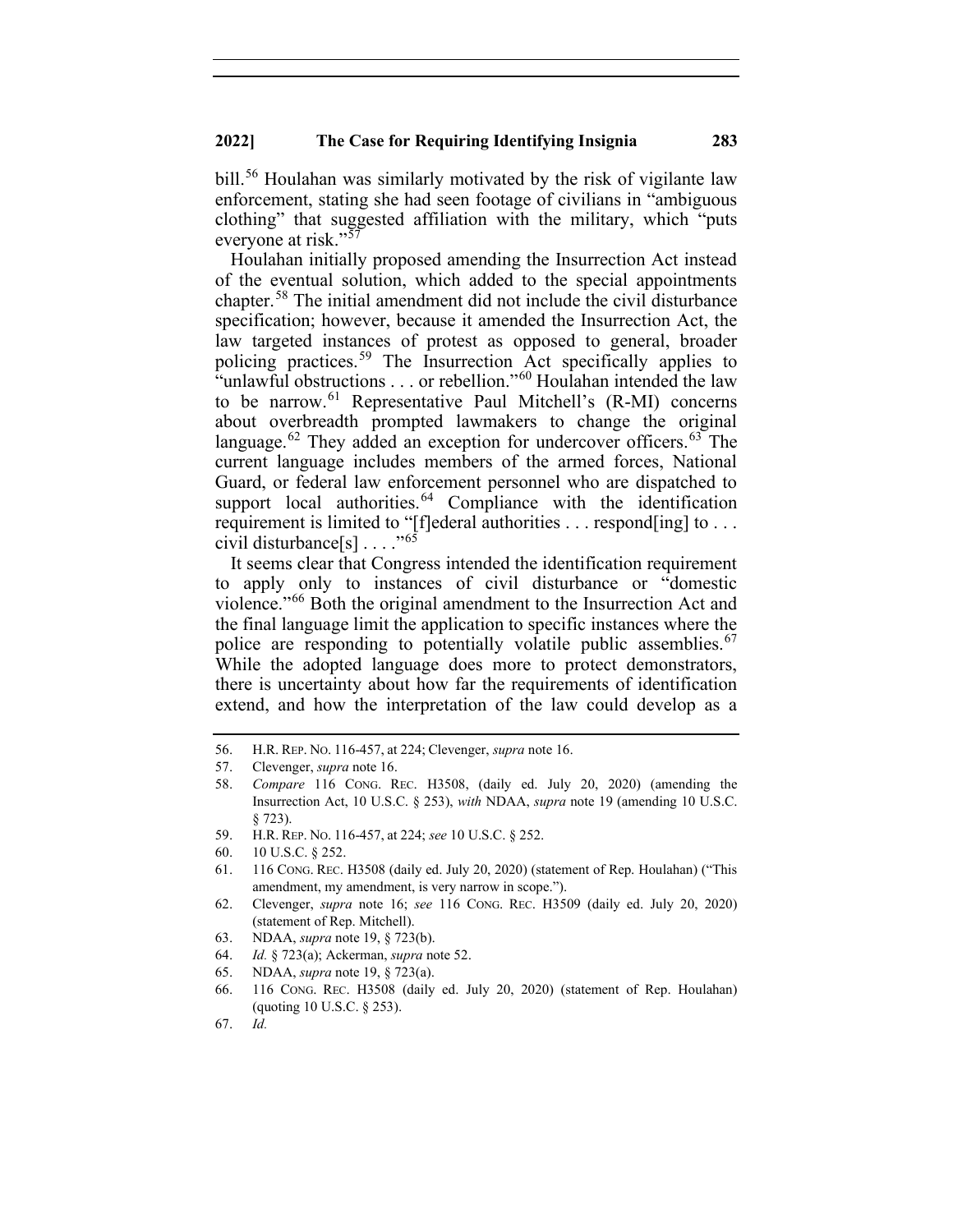bill.[56] Houlahan was similarly motivated by the risk of vigilante law enforcement, stating she had seen footage of civilians in "ambiguous clothing" that suggested affiliation with the military, which "puts everyone at risk."[57]

Houlahan initially proposed amending the Insurrection Act instead of the eventual solution, which added to the special appointments chapter.[58] The initial amendment did not include the civil disturbance specification; however, because it amended the Insurrection Act, the law targeted instances of protest as opposed to general, broader policing practices.[59] The Insurrection Act specifically applies to "unlawful obstructions . . . or rebellion."[60] Houlahan intended the law to be narrow.[61] Representative Paul Mitchell's (R-MI) concerns about overbreadth prompted lawmakers to change the original language.[62] They added an exception for undercover officers.[63] The current language includes members of the armed forces, National Guard, or federal law enforcement personnel who are dispatched to support local authorities.[64] Compliance with the identification requirement is limited to "[f]ederal authorities . . . respond[ing] to . . . civil disturbance[s] . . . ."[65]

It seems clear that Congress intended the identification requirement to apply only to instances of civil disturbance or "domestic violence."[66] Both the original amendment to the Insurrection Act and the final language limit the application to specific instances where the police are responding to potentially volatile public assemblies.[67] While the adopted language does more to protect demonstrators, there is uncertainty about how far the requirements of identification extend, and how the interpretation of the law could develop as a

---

56. H.R. REP. NO. 116-457, at 224; Clevenger, *supra* note 16.
57. Clevenger, *supra* note 16.
58. *Compare* 116 CONG. REC. H3508, (daily ed. July 20, 2020) (amending the Insurrection Act, 10 U.S.C. § 253), *with* NDAA, *supra* note 19 (amending 10 U.S.C. § 723).
59. H.R. REP. NO. 116-457, at 224; *see* 10 U.S.C. § 252.
60. 10 U.S.C. § 252.
61. 116 CONG. REC. H3508 (daily ed. July 20, 2020) (statement of Rep. Houlahan) ("This amendment, my amendment, is very narrow in scope.").
62. Clevenger, *supra* note 16; *see* 116 CONG. REC. H3509 (daily ed. July 20, 2020) (statement of Rep. Mitchell).
63. NDAA, *supra* note 19, § 723(b).
64. *Id.* § 723(a); Ackerman, *supra* note 52.
65. NDAA, *supra* note 19, § 723(a).
66. 116 CONG. REC. H3508 (daily ed. July 20, 2020) (statement of Rep. Houlahan) (quoting 10 U.S.C. § 253).
67. *Id.*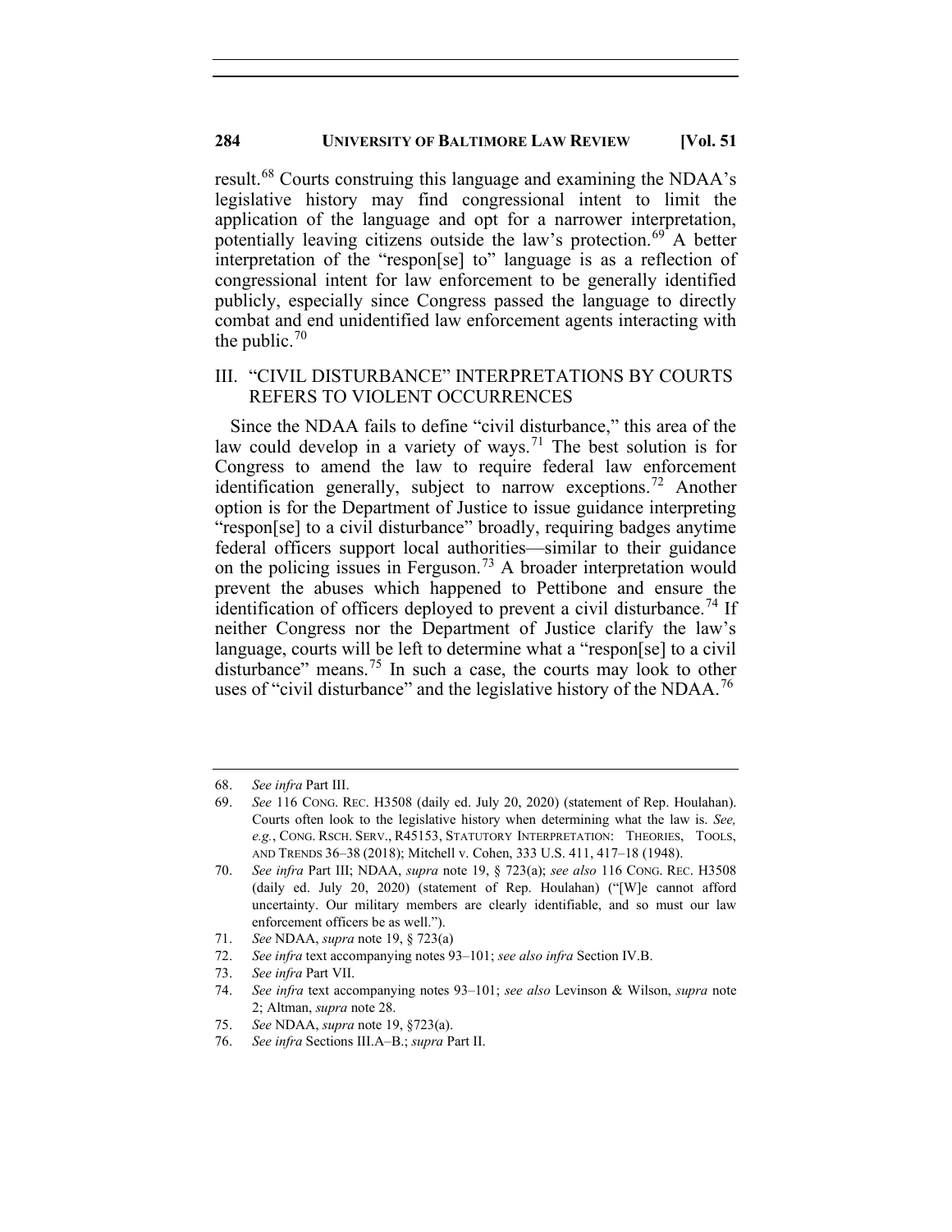result.[68] Courts construing this language and examining the NDAA's legislative history may find congressional intent to limit the application of the language and opt for a narrower interpretation, potentially leaving citizens outside the law's protection.[69] A better interpretation of the "respon[se] to" language is as a reflection of congressional intent for law enforcement to be generally identified publicly, especially since Congress passed the language to directly combat and end unidentified law enforcement agents interacting with the public.[70]

## III. "CIVIL DISTURBANCE" INTERPRETATIONS BY COURTS REFERS TO VIOLENT OCCURRENCES

Since the NDAA fails to define "civil disturbance," this area of the law could develop in a variety of ways.[71] The best solution is for Congress to amend the law to require federal law enforcement identification generally, subject to narrow exceptions.[72] Another option is for the Department of Justice to issue guidance interpreting "respon[se] to a civil disturbance" broadly, requiring badges anytime federal officers support local authorities—similar to their guidance on the policing issues in Ferguson.[73] A broader interpretation would prevent the abuses which happened to Pettibone and ensure the identification of officers deployed to prevent a civil disturbance.[74] If neither Congress nor the Department of Justice clarify the law's language, courts will be left to determine what a "respon[se] to a civil disturbance" means.[75] In such a case, the courts may look to other uses of "civil disturbance" and the legislative history of the NDAA.[76]

---

68. *See infra* Part III.
69. *See* 116 CONG. REC. H3508 (daily ed. July 20, 2020) (statement of Rep. Houlahan). Courts often look to the legislative history when determining what the law is. *See, e.g.*, CONG. RSCH. SERV., R45153, STATUTORY INTERPRETATION: THEORIES, TOOLS, AND TRENDS 36–38 (2018); Mitchell v. Cohen, 333 U.S. 411, 417–18 (1948).
70. *See infra* Part III; NDAA, *supra* note 19, § 723(a); *see also* 116 CONG. REC. H3508 (daily ed. July 20, 2020) (statement of Rep. Houlahan) ("[W]e cannot afford uncertainty. Our military members are clearly identifiable, and so must our law enforcement officers be as well.").
71. *See* NDAA, *supra* note 19, § 723(a)
72. *See infra* text accompanying notes 93–101; *see also infra* Section IV.B.
73. *See infra* Part VII.
74. *See infra* text accompanying notes 93–101; *see also* Levinson & Wilson, *supra* note 2; Altman, *supra* note 28.
75. *See* NDAA, *supra* note 19, §723(a).
76. *See infra* Sections III.A–B.; *supra* Part II.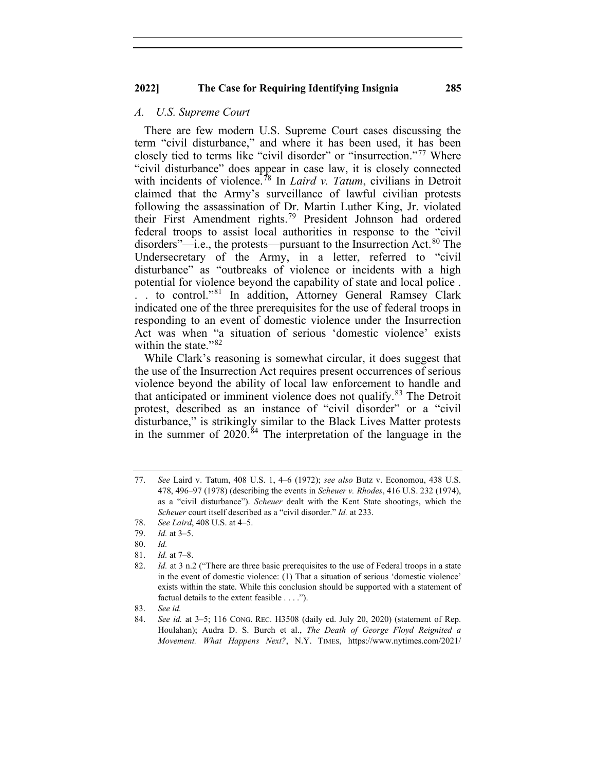### *A. U.S. Supreme Court*

There are few modern U.S. Supreme Court cases discussing the term "civil disturbance," and where it has been used, it has been closely tied to terms like "civil disorder" or "insurrection."[77] Where "civil disturbance" does appear in case law, it is closely connected with incidents of violence.[78] In *Laird v. Tatum*, civilians in Detroit claimed that the Army's surveillance of lawful civilian protests following the assassination of Dr. Martin Luther King, Jr. violated their First Amendment rights.[79] President Johnson had ordered federal troops to assist local authorities in response to the "civil disorders"—i.e., the protests—pursuant to the Insurrection Act.[80] The Undersecretary of the Army, in a letter, referred to "civil disturbance" as "outbreaks of violence or incidents with a high potential for violence beyond the capability of state and local police . . . to control."[81] In addition, Attorney General Ramsey Clark indicated one of the three prerequisites for the use of federal troops in responding to an event of domestic violence under the Insurrection Act was when "a situation of serious 'domestic violence' exists within the state."[82]

While Clark's reasoning is somewhat circular, it does suggest that the use of the Insurrection Act requires present occurrences of serious violence beyond the ability of local law enforcement to handle and that anticipated or imminent violence does not qualify.[83] The Detroit protest, described as an instance of "civil disorder" or a "civil disturbance," is strikingly similar to the Black Lives Matter protests in the summer of 2020.[84] The interpretation of the language in the

---

77. *See* Laird v. Tatum, 408 U.S. 1, 4–6 (1972); *see also* Butz v. Economou, 438 U.S. 478, 496–97 (1978) (describing the events in *Scheuer v. Rhodes*, 416 U.S. 232 (1974), as a "civil disturbance"). *Scheuer* dealt with the Kent State shootings, which the *Scheuer* court itself described as a "civil disorder." *Id.* at 233.
78. *See Laird*, 408 U.S. at 4–5.
79. *Id.* at 3–5.
80. *Id.*
81. *Id.* at 7–8.
82. *Id.* at 3 n.2 ("There are three basic prerequisites to the use of Federal troops in a state in the event of domestic violence: (1) That a situation of serious 'domestic violence' exists within the state. While this conclusion should be supported with a statement of factual details to the extent feasible . . . .").
83. *See id.*
84. *See id.* at 3–5; 116 CONG. REC. H3508 (daily ed. July 20, 2020) (statement of Rep. Houlahan); Audra D. S. Burch et al., *The Death of George Floyd Reignited a Movement. What Happens Next?*, N.Y. TIMES, https://www.nytimes.com/2021/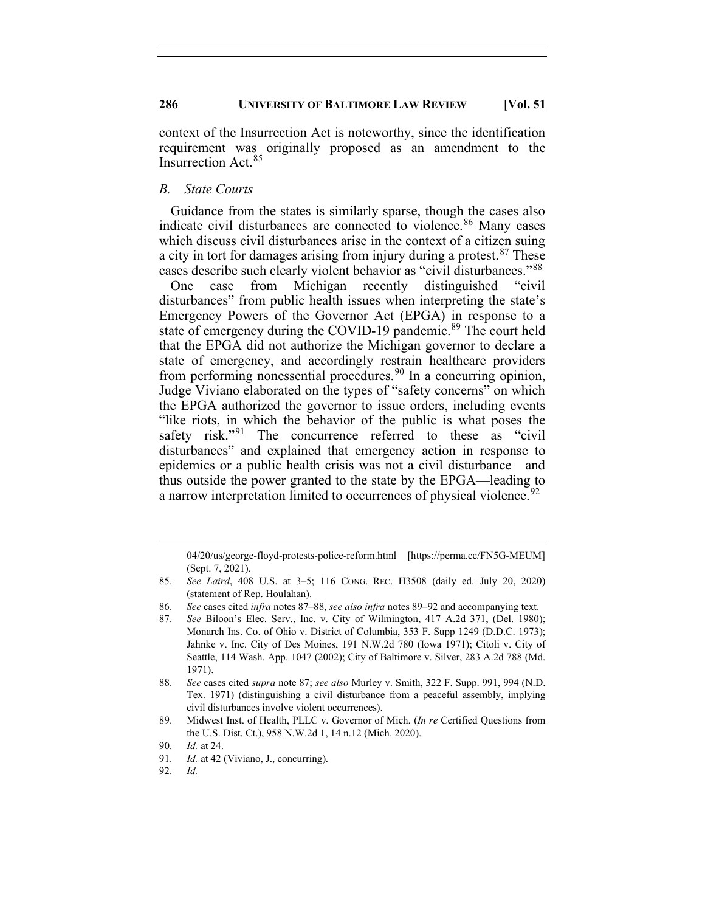context of the Insurrection Act is noteworthy, since the identification requirement was originally proposed as an amendment to the Insurrection Act.[85]

### *B. State Courts*

Guidance from the states is similarly sparse, though the cases also indicate civil disturbances are connected to violence.[86] Many cases which discuss civil disturbances arise in the context of a citizen suing a city in tort for damages arising from injury during a protest.[87] These cases describe such clearly violent behavior as "civil disturbances."[88]

One case from Michigan recently distinguished "civil disturbances" from public health issues when interpreting the state's Emergency Powers of the Governor Act (EPGA) in response to a state of emergency during the COVID-19 pandemic.[89] The court held that the EPGA did not authorize the Michigan governor to declare a state of emergency, and accordingly restrain healthcare providers from performing nonessential procedures.[90] In a concurring opinion, Judge Viviano elaborated on the types of "safety concerns" on which the EPGA authorized the governor to issue orders, including events "like riots, in which the behavior of the public is what poses the safety risk."[91] The concurrence referred to these as "civil disturbances" and explained that emergency action in response to epidemics or a public health crisis was not a civil disturbance—and thus outside the power granted to the state by the EPGA—leading to a narrow interpretation limited to occurrences of physical violence.[92]

---

04/20/us/george-floyd-protests-police-reform.html [https://perma.cc/FN5G-MEUM] (Sept. 7, 2021).

85. *See Laird*, 408 U.S. at 3–5; 116 CONG. REC. H3508 (daily ed. July 20, 2020) (statement of Rep. Houlahan).
86. *See* cases cited *infra* notes 87–88, *see also infra* notes 89–92 and accompanying text.
87. *See* Biloon's Elec. Serv., Inc. v. City of Wilmington, 417 A.2d 371, (Del. 1980); Monarch Ins. Co. of Ohio v. District of Columbia, 353 F. Supp 1249 (D.D.C. 1973); Jahnke v. Inc. City of Des Moines, 191 N.W.2d 780 (Iowa 1971); Citoli v. City of Seattle, 114 Wash. App. 1047 (2002); City of Baltimore v. Silver, 283 A.2d 788 (Md. 1971).
88. *See* cases cited *supra* note 87; *see also* Murley v. Smith, 322 F. Supp. 991, 994 (N.D. Tex. 1971) (distinguishing a civil disturbance from a peaceful assembly, implying civil disturbances involve violent occurrences).
89. Midwest Inst. of Health, PLLC v. Governor of Mich. (*In re* Certified Questions from the U.S. Dist. Ct.), 958 N.W.2d 1, 14 n.12 (Mich. 2020).
90. *Id.* at 24.
91. *Id.* at 42 (Viviano, J., concurring).
92. *Id.*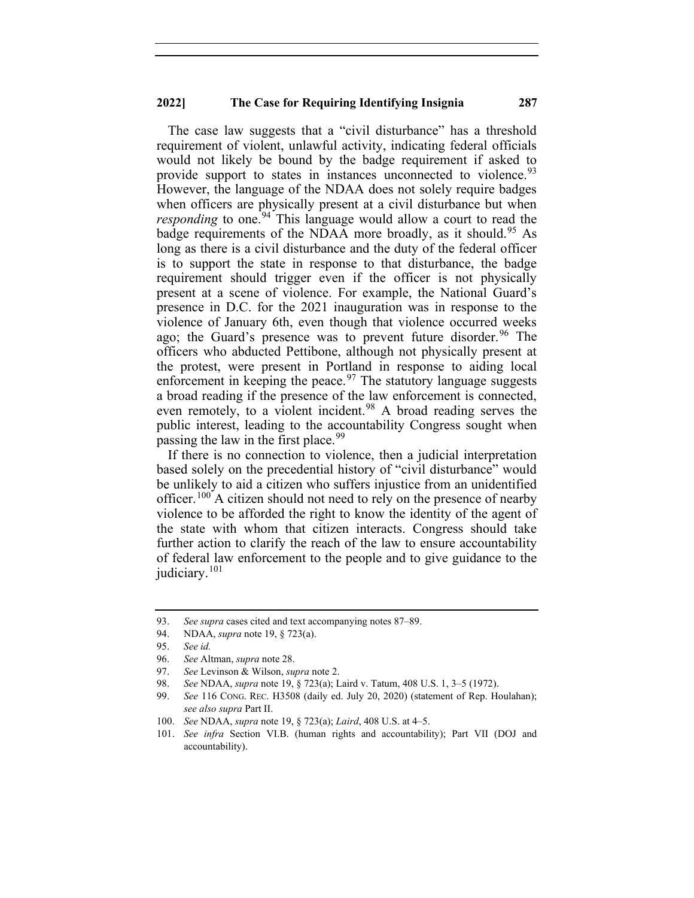The case law suggests that a "civil disturbance" has a threshold requirement of violent, unlawful activity, indicating federal officials would not likely be bound by the badge requirement if asked to provide support to states in instances unconnected to violence.[93] However, the language of the NDAA does not solely require badges when officers are physically present at a civil disturbance but when *responding* to one.[94] This language would allow a court to read the badge requirements of the NDAA more broadly, as it should.[95] As long as there is a civil disturbance and the duty of the federal officer is to support the state in response to that disturbance, the badge requirement should trigger even if the officer is not physically present at a scene of violence. For example, the National Guard's presence in D.C. for the 2021 inauguration was in response to the violence of January 6th, even though that violence occurred weeks ago; the Guard's presence was to prevent future disorder.[96] The officers who abducted Pettibone, although not physically present at the protest, were present in Portland in response to aiding local enforcement in keeping the peace.[97] The statutory language suggests a broad reading if the presence of the law enforcement is connected, even remotely, to a violent incident.[98] A broad reading serves the public interest, leading to the accountability Congress sought when passing the law in the first place.[99]

If there is no connection to violence, then a judicial interpretation based solely on the precedential history of "civil disturbance" would be unlikely to aid a citizen who suffers injustice from an unidentified officer.[100] A citizen should not need to rely on the presence of nearby violence to be afforded the right to know the identity of the agent of the state with whom that citizen interacts. Congress should take further action to clarify the reach of the law to ensure accountability of federal law enforcement to the people and to give guidance to the judiciary.[101]

---

93. *See supra* cases cited and text accompanying notes 87–89.
94. NDAA, *supra* note 19, § 723(a).
95. *See id.*
96. *See* Altman, *supra* note 28.
97. *See* Levinson & Wilson, *supra* note 2.
98. *See* NDAA, *supra* note 19, § 723(a); Laird v. Tatum, 408 U.S. 1, 3–5 (1972).
99. *See* 116 CONG. REC. H3508 (daily ed. July 20, 2020) (statement of Rep. Houlahan); *see also supra* Part II.
100. *See* NDAA, *supra* note 19, § 723(a); *Laird*, 408 U.S. at 4–5.
101. *See infra* Section VI.B. (human rights and accountability); Part VII (DOJ and accountability).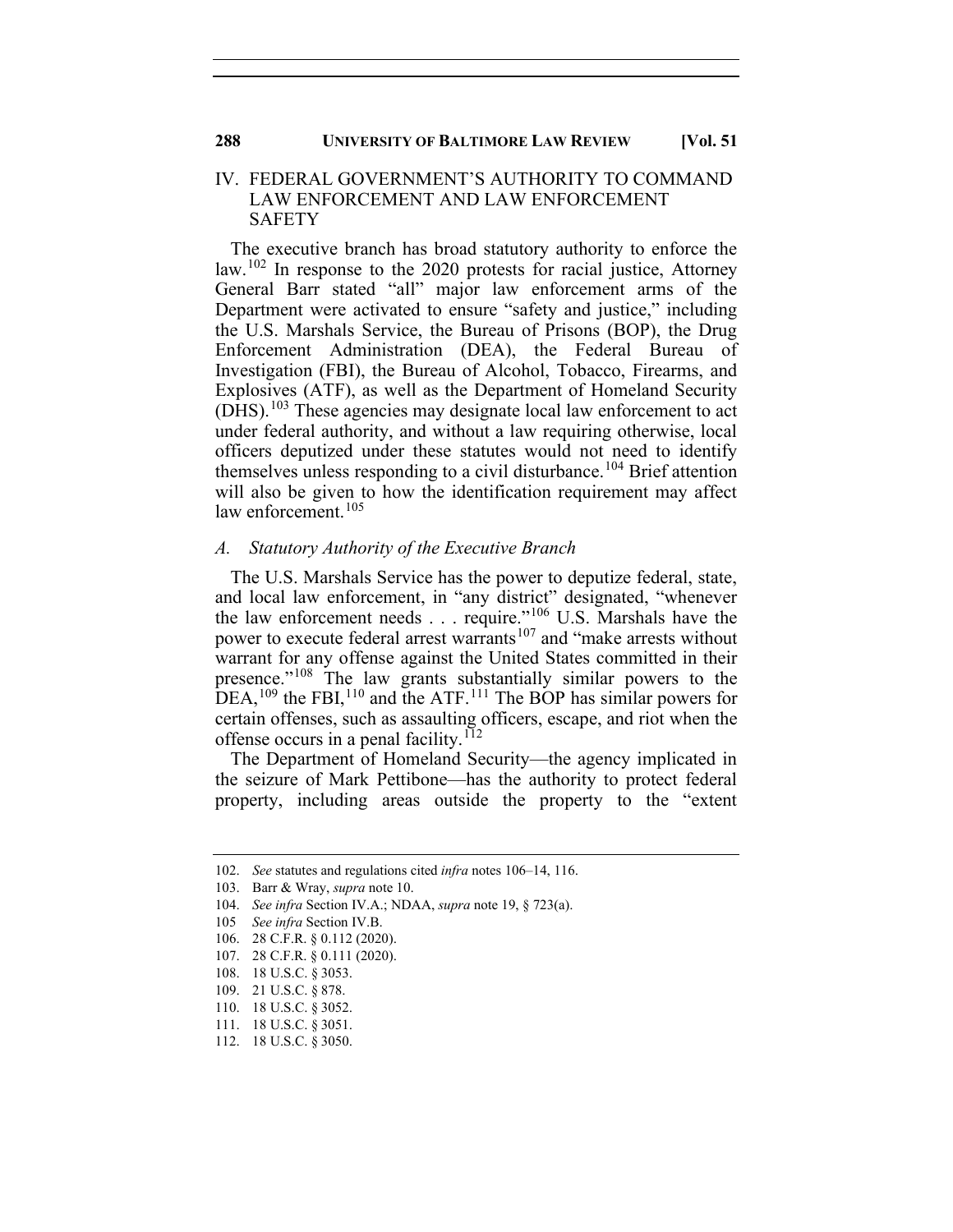## IV. FEDERAL GOVERNMENT'S AUTHORITY TO COMMAND LAW ENFORCEMENT AND LAW ENFORCEMENT SAFETY

The executive branch has broad statutory authority to enforce the law.[102] In response to the 2020 protests for racial justice, Attorney General Barr stated "all" major law enforcement arms of the Department were activated to ensure "safety and justice," including the U.S. Marshals Service, the Bureau of Prisons (BOP), the Drug Enforcement Administration (DEA), the Federal Bureau of Investigation (FBI), the Bureau of Alcohol, Tobacco, Firearms, and Explosives (ATF), as well as the Department of Homeland Security (DHS).[103] These agencies may designate local law enforcement to act under federal authority, and without a law requiring otherwise, local officers deputized under these statutes would not need to identify themselves unless responding to a civil disturbance.[104] Brief attention will also be given to how the identification requirement may affect law enforcement.[105]

### *A. Statutory Authority of the Executive Branch*

The U.S. Marshals Service has the power to deputize federal, state, and local law enforcement, in "any district" designated, "whenever the law enforcement needs . . . require."[106] U.S. Marshals have the power to execute federal arrest warrants[107] and "make arrests without warrant for any offense against the United States committed in their presence."[108] The law grants substantially similar powers to the DEA,[109] the FBI,[110] and the ATF.[111] The BOP has similar powers for certain offenses, such as assaulting officers, escape, and riot when the offense occurs in a penal facility.[112]

The Department of Homeland Security—the agency implicated in the seizure of Mark Pettibone—has the authority to protect federal property, including areas outside the property to the "extent

---

102. *See* statutes and regulations cited *infra* notes 106–14, 116.
103. Barr & Wray, *supra* note 10.
104. *See infra* Section IV.A.; NDAA, *supra* note 19, § 723(a).
105 *See infra* Section IV.B.
106. 28 C.F.R. § 0.112 (2020).
107. 28 C.F.R. § 0.111 (2020).
108. 18 U.S.C. § 3053.
109. 21 U.S.C. § 878.
110. 18 U.S.C. § 3052.
111. 18 U.S.C. § 3051.
112. 18 U.S.C. § 3050.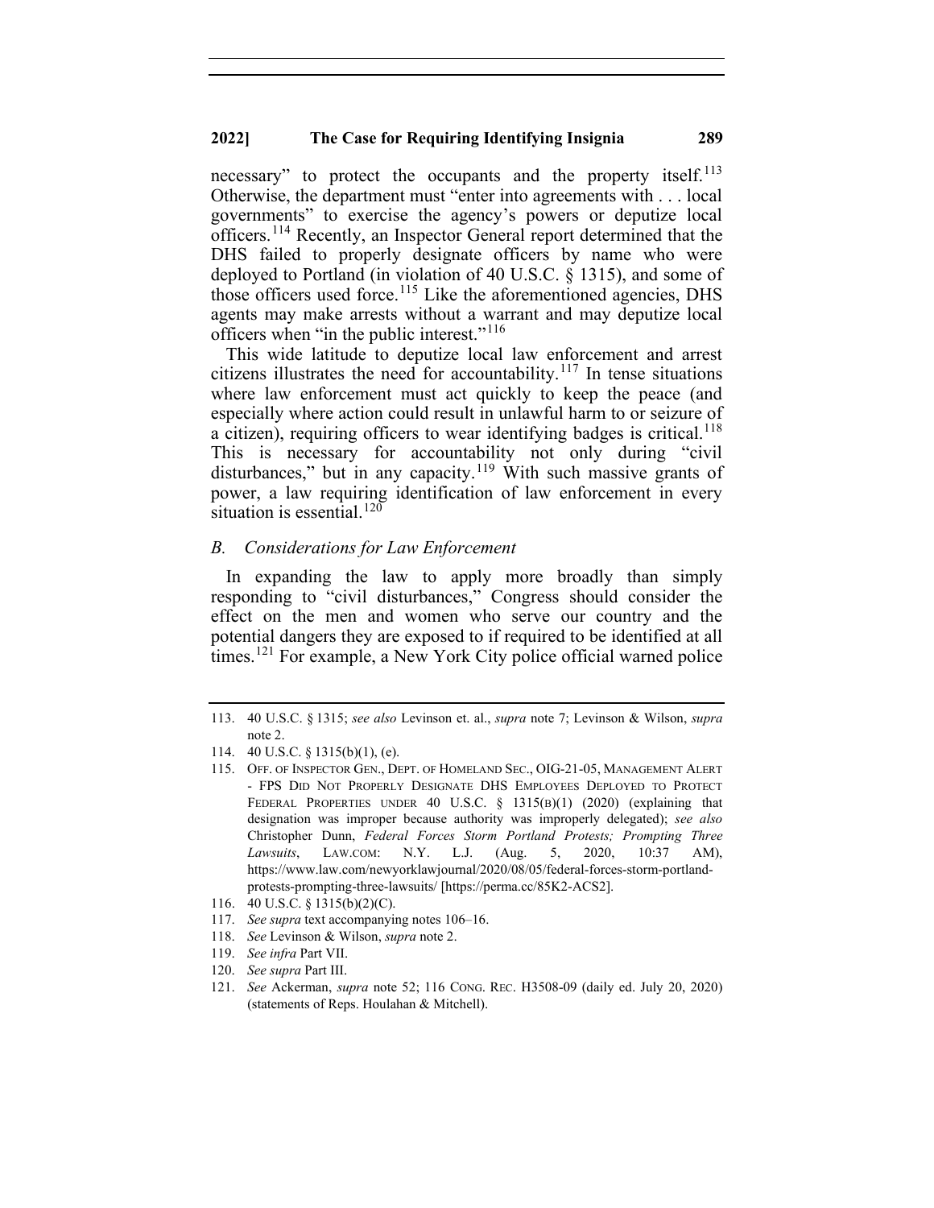necessary" to protect the occupants and the property itself.[113] Otherwise, the department must "enter into agreements with . . . local governments" to exercise the agency's powers or deputize local officers.[114] Recently, an Inspector General report determined that the DHS failed to properly designate officers by name who were deployed to Portland (in violation of 40 U.S.C. § 1315), and some of those officers used force.[115] Like the aforementioned agencies, DHS agents may make arrests without a warrant and may deputize local officers when "in the public interest."[116]

This wide latitude to deputize local law enforcement and arrest citizens illustrates the need for accountability.[117] In tense situations where law enforcement must act quickly to keep the peace (and especially where action could result in unlawful harm to or seizure of a citizen), requiring officers to wear identifying badges is critical.[118] This is necessary for accountability not only during "civil disturbances," but in any capacity.[119] With such massive grants of power, a law requiring identification of law enforcement in every situation is essential.[120]

### *B. Considerations for Law Enforcement*

In expanding the law to apply more broadly than simply responding to "civil disturbances," Congress should consider the effect on the men and women who serve our country and the potential dangers they are exposed to if required to be identified at all times.[121] For example, a New York City police official warned police

---

113. 40 U.S.C. § 1315; *see also* Levinson et. al., *supra* note 7; Levinson & Wilson, *supra* note 2.

114. 40 U.S.C. § 1315(b)(1), (e).

115. OFF. OF INSPECTOR GEN., DEPT. OF HOMELAND SEC., OIG-21-05, MANAGEMENT ALERT - FPS DID NOT PROPERLY DESIGNATE DHS EMPLOYEES DEPLOYED TO PROTECT FEDERAL PROPERTIES UNDER 40 U.S.C. § 1315(B)(1) (2020) (explaining that designation was improper because authority was improperly delegated); *see also* Christopher Dunn, *Federal Forces Storm Portland Protests; Prompting Three Lawsuits*, LAW.COM: N.Y. L.J. (Aug. 5, 2020, 10:37 AM), https://www.law.com/newyorklawjournal/2020/08/05/federal-forces-storm-portland-protests-prompting-three-lawsuits/ [https://perma.cc/85K2-ACS2].

116. 40 U.S.C. § 1315(b)(2)(C).

117. *See supra* text accompanying notes 106–16.

118. *See* Levinson & Wilson, *supra* note 2.

119. *See infra* Part VII.

120. *See supra* Part III.

121. *See* Ackerman, *supra* note 52; 116 CONG. REC. H3508-09 (daily ed. July 20, 2020) (statements of Reps. Houlahan & Mitchell).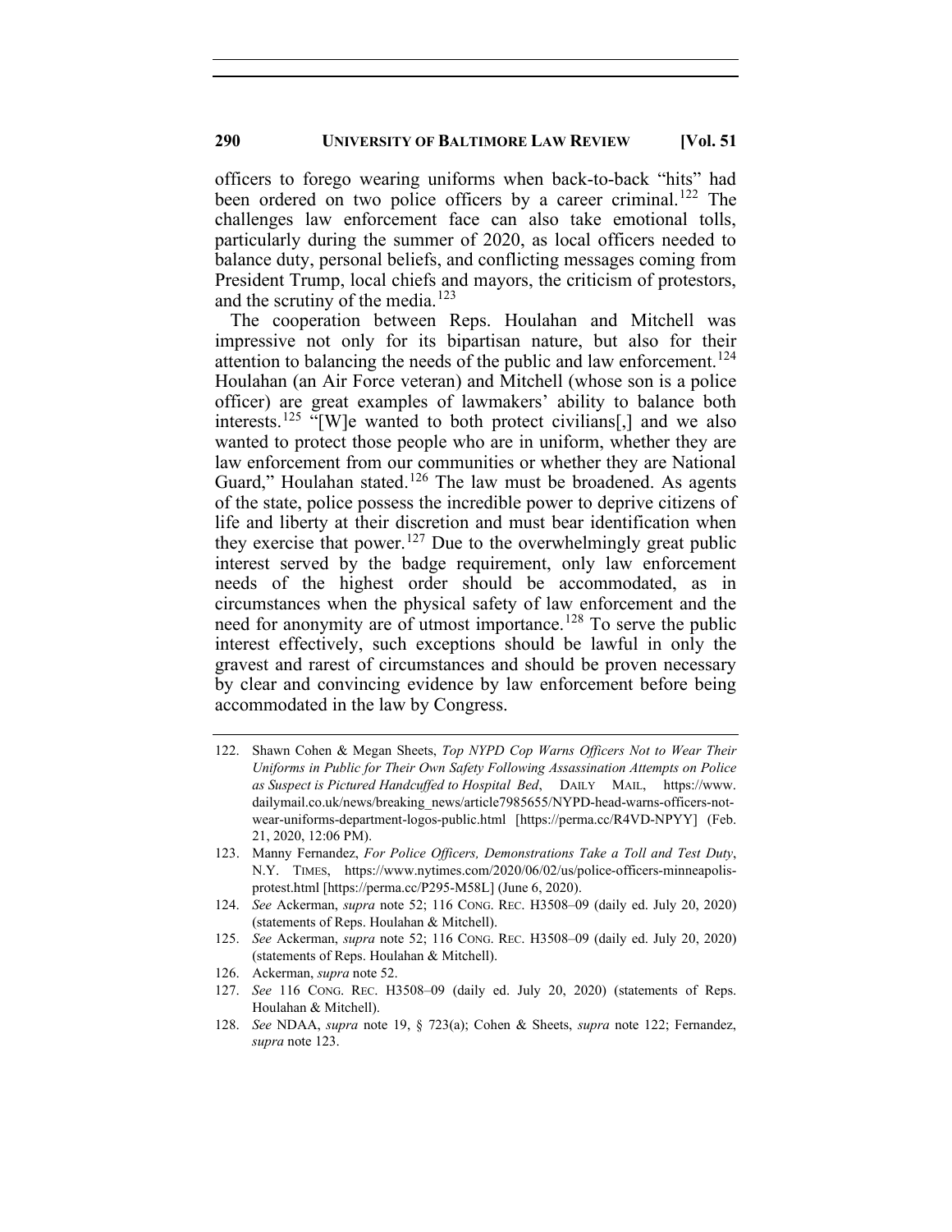officers to forego wearing uniforms when back-to-back "hits" had been ordered on two police officers by a career criminal.[122] The challenges law enforcement face can also take emotional tolls, particularly during the summer of 2020, as local officers needed to balance duty, personal beliefs, and conflicting messages coming from President Trump, local chiefs and mayors, the criticism of protestors, and the scrutiny of the media.[123]

The cooperation between Reps. Houlahan and Mitchell was impressive not only for its bipartisan nature, but also for their attention to balancing the needs of the public and law enforcement.[124] Houlahan (an Air Force veteran) and Mitchell (whose son is a police officer) are great examples of lawmakers' ability to balance both interests.[125] "[W]e wanted to both protect civilians[,] and we also wanted to protect those people who are in uniform, whether they are law enforcement from our communities or whether they are National Guard," Houlahan stated.[126] The law must be broadened. As agents of the state, police possess the incredible power to deprive citizens of life and liberty at their discretion and must bear identification when they exercise that power.[127] Due to the overwhelmingly great public interest served by the badge requirement, only law enforcement needs of the highest order should be accommodated, as in circumstances when the physical safety of law enforcement and the need for anonymity are of utmost importance.[128] To serve the public interest effectively, such exceptions should be lawful in only the gravest and rarest of circumstances and should be proven necessary by clear and convincing evidence by law enforcement before being accommodated in the law by Congress.

---

122. Shawn Cohen & Megan Sheets, *Top NYPD Cop Warns Officers Not to Wear Their Uniforms in Public for Their Own Safety Following Assassination Attempts on Police as Suspect is Pictured Handcuffed to Hospital Bed*, DAILY MAIL, https://www.dailymail.co.uk/news/breaking_news/article7985655/NYPD-head-warns-officers-not-wear-uniforms-department-logos-public.html [https://perma.cc/R4VD-NPYY] (Feb. 21, 2020, 12:06 PM).

123. Manny Fernandez, *For Police Officers, Demonstrations Take a Toll and Test Duty*, N.Y. TIMES, https://www.nytimes.com/2020/06/02/us/police-officers-minneapolis-protest.html [https://perma.cc/P295-M58L] (June 6, 2020).

124. *See* Ackerman, *supra* note 52; 116 CONG. REC. H3508–09 (daily ed. July 20, 2020) (statements of Reps. Houlahan & Mitchell).

125. *See* Ackerman, *supra* note 52; 116 CONG. REC. H3508–09 (daily ed. July 20, 2020) (statements of Reps. Houlahan & Mitchell).

126. Ackerman, *supra* note 52.

127. *See* 116 CONG. REC. H3508–09 (daily ed. July 20, 2020) (statements of Reps. Houlahan & Mitchell).

128. *See* NDAA, *supra* note 19, § 723(a); Cohen & Sheets, *supra* note 122; Fernandez, *supra* note 123.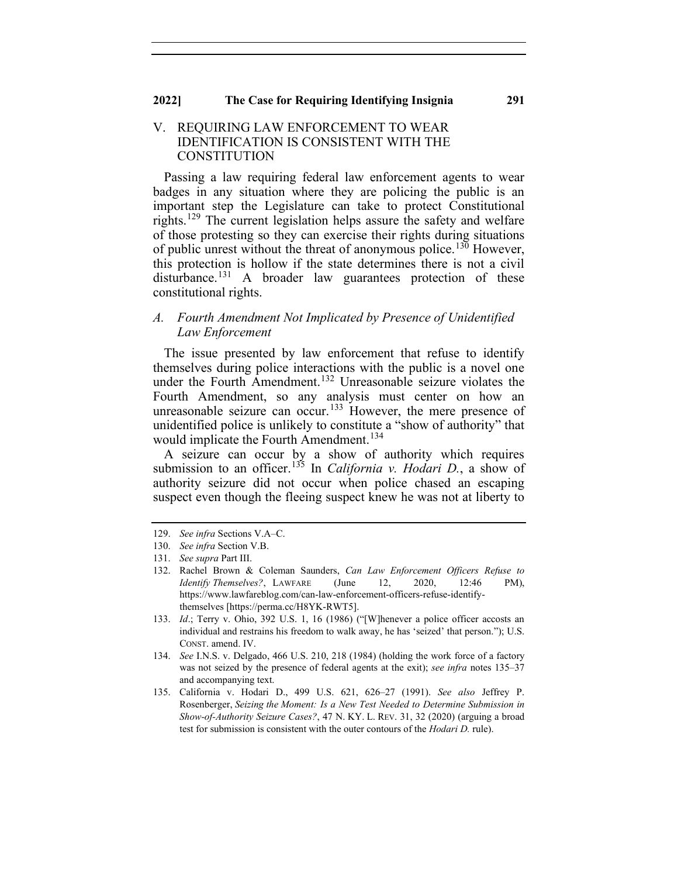## V. REQUIRING LAW ENFORCEMENT TO WEAR IDENTIFICATION IS CONSISTENT WITH THE CONSTITUTION

Passing a law requiring federal law enforcement agents to wear badges in any situation where they are policing the public is an important step the Legislature can take to protect Constitutional rights.[129] The current legislation helps assure the safety and welfare of those protesting so they can exercise their rights during situations of public unrest without the threat of anonymous police.[130] However, this protection is hollow if the state determines there is not a civil disturbance.[131] A broader law guarantees protection of these constitutional rights.

### *A. Fourth Amendment Not Implicated by Presence of Unidentified Law Enforcement*

The issue presented by law enforcement that refuse to identify themselves during police interactions with the public is a novel one under the Fourth Amendment.[132] Unreasonable seizure violates the Fourth Amendment, so any analysis must center on how an unreasonable seizure can occur.[133] However, the mere presence of unidentified police is unlikely to constitute a "show of authority" that would implicate the Fourth Amendment.[134]

A seizure can occur by a show of authority which requires submission to an officer.[135] In *California v. Hodari D.*, a show of authority seizure did not occur when police chased an escaping suspect even though the fleeing suspect knew he was not at liberty to

---

129. *See infra* Sections V.A–C.

130. *See infra* Section V.B.

131. *See supra* Part III.

132. Rachel Brown & Coleman Saunders, *Can Law Enforcement Officers Refuse to Identify Themselves?*, LAWFARE (June 12, 2020, 12:46 PM), https://www.lawfareblog.com/can-law-enforcement-officers-refuse-identify-themselves [https://perma.cc/H8YK-RWT5].

133. *Id.*; Terry v. Ohio, 392 U.S. 1, 16 (1986) ("[W]henever a police officer accosts an individual and restrains his freedom to walk away, he has 'seized' that person."); U.S. CONST. amend. IV.

134. *See* I.N.S. v. Delgado, 466 U.S. 210, 218 (1984) (holding the work force of a factory was not seized by the presence of federal agents at the exit); *see infra* notes 135–37 and accompanying text.

135. California v. Hodari D., 499 U.S. 621, 626–27 (1991). *See also* Jeffrey P. Rosenberger, *Seizing the Moment: Is a New Test Needed to Determine Submission in Show-of-Authority Seizure Cases?*, 47 N. KY. L. REV. 31, 32 (2020) (arguing a broad test for submission is consistent with the outer contours of the *Hodari D.* rule).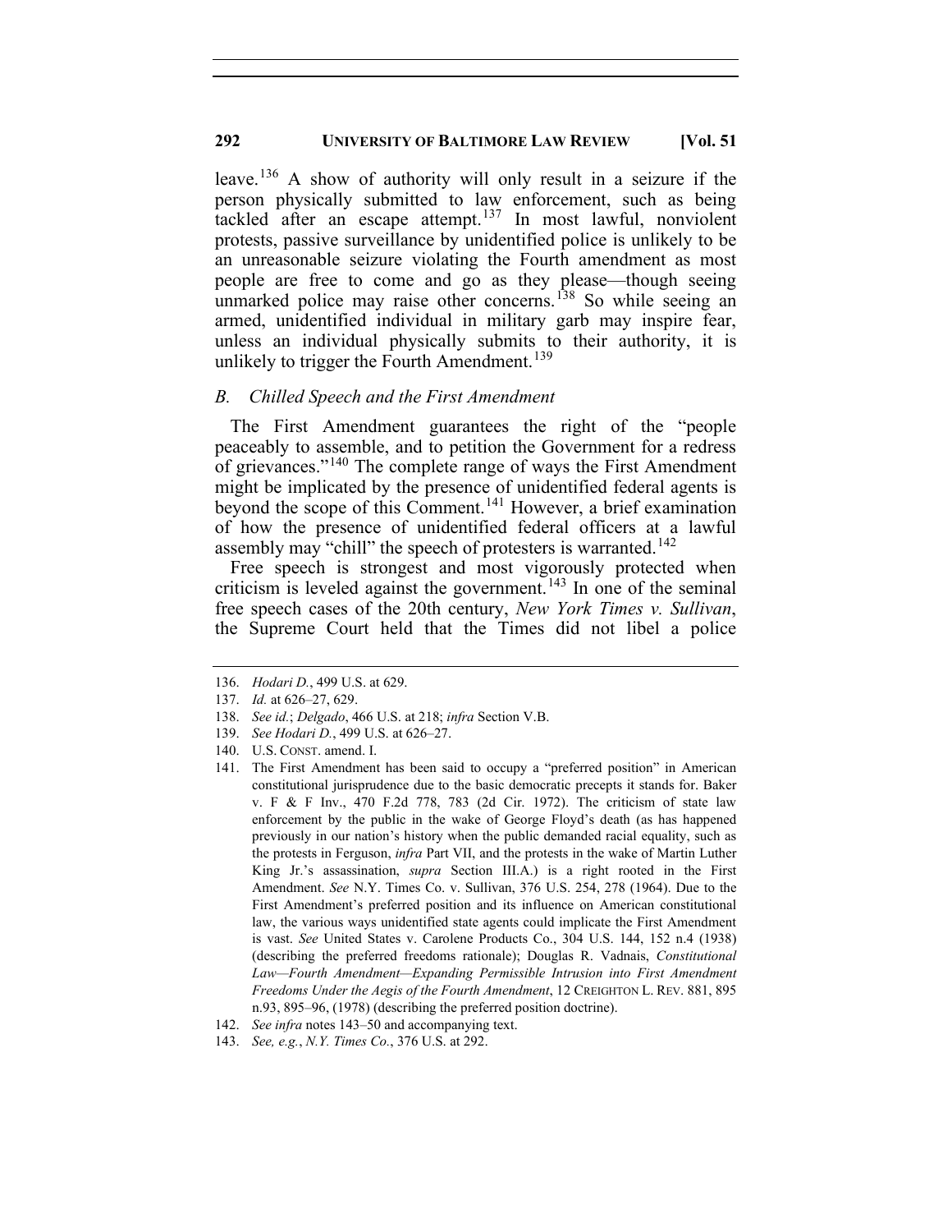leave.[136] A show of authority will only result in a seizure if the person physically submitted to law enforcement, such as being tackled after an escape attempt.[137] In most lawful, nonviolent protests, passive surveillance by unidentified police is unlikely to be an unreasonable seizure violating the Fourth amendment as most people are free to come and go as they please—though seeing unmarked police may raise other concerns.[138] So while seeing an armed, unidentified individual in military garb may inspire fear, unless an individual physically submits to their authority, it is unlikely to trigger the Fourth Amendment.[139]

### *B. Chilled Speech and the First Amendment*

The First Amendment guarantees the right of the "people peaceably to assemble, and to petition the Government for a redress of grievances."[140] The complete range of ways the First Amendment might be implicated by the presence of unidentified federal agents is beyond the scope of this Comment.[141] However, a brief examination of how the presence of unidentified federal officers at a lawful assembly may "chill" the speech of protesters is warranted.[142]

Free speech is strongest and most vigorously protected when criticism is leveled against the government.[143] In one of the seminal free speech cases of the 20th century, *New York Times v. Sullivan*, the Supreme Court held that the Times did not libel a police

---

136. *Hodari D.*, 499 U.S. at 629.

137. *Id.* at 626–27, 629.

138. *See id.*; *Delgado*, 466 U.S. at 218; *infra* Section V.B.

139. *See Hodari D.*, 499 U.S. at 626–27.

140. U.S. CONST. amend. I.

141. The First Amendment has been said to occupy a "preferred position" in American constitutional jurisprudence due to the basic democratic precepts it stands for. Baker v. F & F Inv., 470 F.2d 778, 783 (2d Cir. 1972). The criticism of state law enforcement by the public in the wake of George Floyd's death (as has happened previously in our nation's history when the public demanded racial equality, such as the protests in Ferguson, *infra* Part VII, and the protests in the wake of Martin Luther King Jr.'s assassination, *supra* Section III.A.) is a right rooted in the First Amendment. *See* N.Y. Times Co. v. Sullivan, 376 U.S. 254, 278 (1964). Due to the First Amendment's preferred position and its influence on American constitutional law, the various ways unidentified state agents could implicate the First Amendment is vast. *See* United States v. Carolene Products Co., 304 U.S. 144, 152 n.4 (1938) (describing the preferred freedoms rationale); Douglas R. Vadnais, *Constitutional Law—Fourth Amendment—Expanding Permissible Intrusion into First Amendment Freedoms Under the Aegis of the Fourth Amendment*, 12 CREIGHTON L. REV. 881, 895 n.93, 895–96, (1978) (describing the preferred position doctrine).

142. *See infra* notes 143–50 and accompanying text.

143. *See, e.g.*, *N.Y. Times Co.*, 376 U.S. at 292.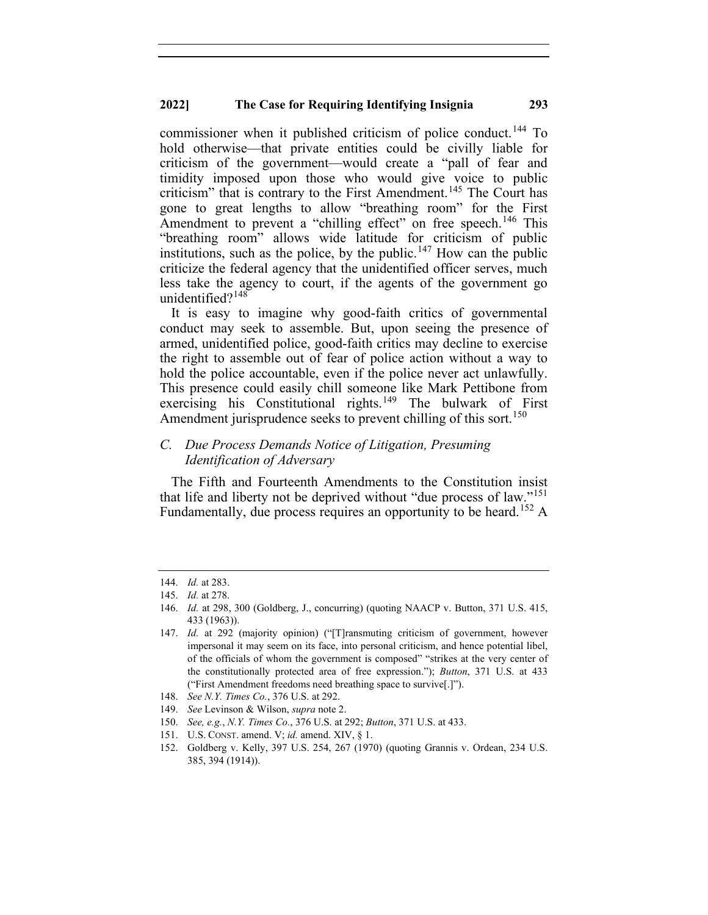commissioner when it published criticism of police conduct.[144] To hold otherwise—that private entities could be civilly liable for criticism of the government—would create a "pall of fear and timidity imposed upon those who would give voice to public criticism" that is contrary to the First Amendment.[145] The Court has gone to great lengths to allow "breathing room" for the First Amendment to prevent a "chilling effect" on free speech.[146] This "breathing room" allows wide latitude for criticism of public institutions, such as the police, by the public.[147] How can the public criticize the federal agency that the unidentified officer serves, much less take the agency to court, if the agents of the government go unidentified?[148]

It is easy to imagine why good-faith critics of governmental conduct may seek to assemble. But, upon seeing the presence of armed, unidentified police, good-faith critics may decline to exercise the right to assemble out of fear of police action without a way to hold the police accountable, even if the police never act unlawfully. This presence could easily chill someone like Mark Pettibone from exercising his Constitutional rights.[149] The bulwark of First Amendment jurisprudence seeks to prevent chilling of this sort.[150]

### *C. Due Process Demands Notice of Litigation, Presuming Identification of Adversary*

The Fifth and Fourteenth Amendments to the Constitution insist that life and liberty not be deprived without "due process of law."[151] Fundamentally, due process requires an opportunity to be heard.[152] A

---

144. *Id.* at 283.

145. *Id.* at 278.

146. *Id.* at 298, 300 (Goldberg, J., concurring) (quoting NAACP v. Button, 371 U.S. 415, 433 (1963)).

147. *Id.* at 292 (majority opinion) ("[T]ransmuting criticism of government, however impersonal it may seem on its face, into personal criticism, and hence potential libel, of the officials of whom the government is composed" "strikes at the very center of the constitutionally protected area of free expression."); *Button*, 371 U.S. at 433 ("First Amendment freedoms need breathing space to survive[.]").

148. *See N.Y. Times Co.*, 376 U.S. at 292.

149. *See* Levinson & Wilson, *supra* note 2.

150. *See, e.g.*, *N.Y. Times Co.*, 376 U.S. at 292; *Button*, 371 U.S. at 433.

151. U.S. CONST. amend. V; *id.* amend. XIV, § 1.

152. Goldberg v. Kelly, 397 U.S. 254, 267 (1970) (quoting Grannis v. Ordean, 234 U.S. 385, 394 (1914)).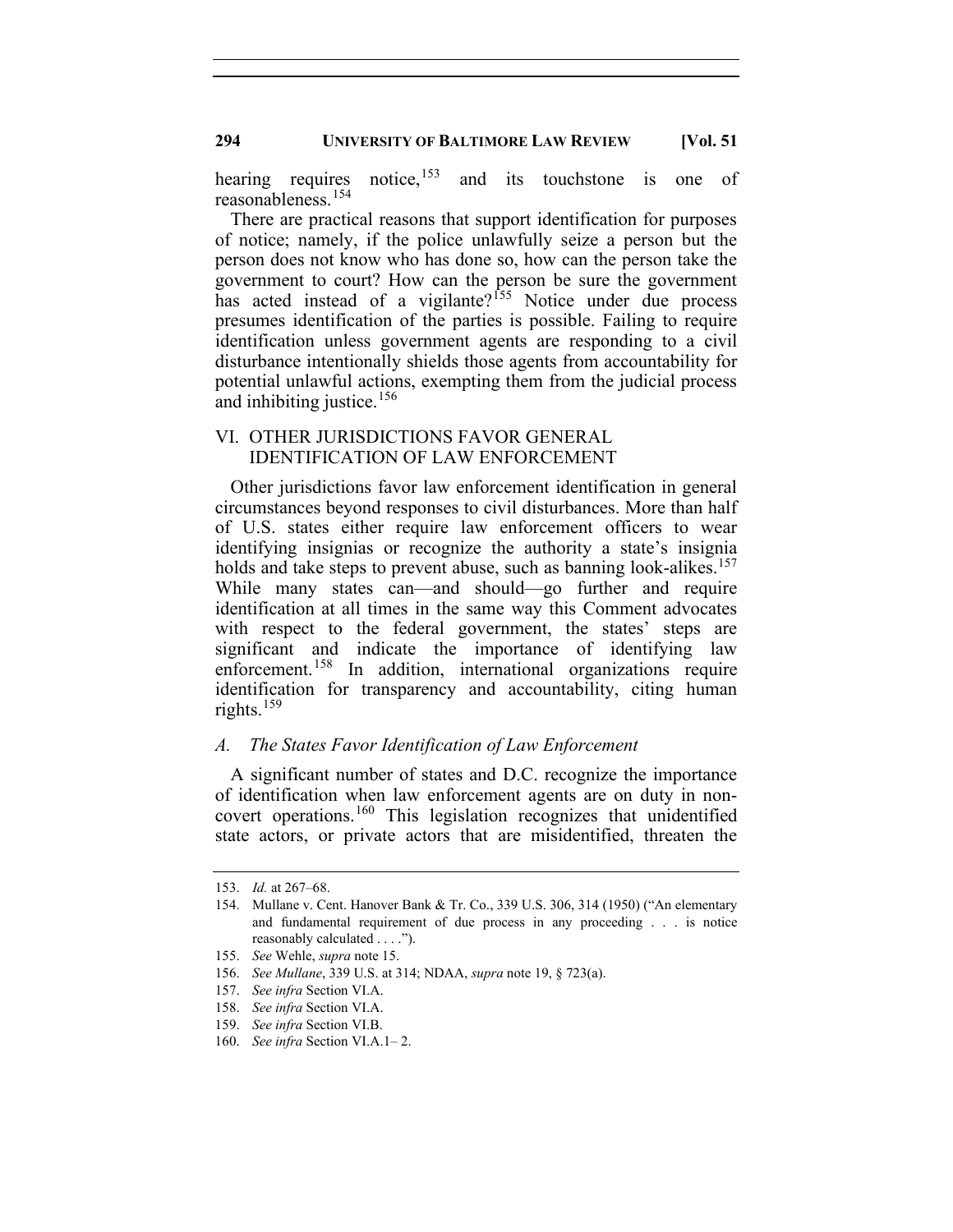hearing requires notice,[153] and its touchstone is one of reasonableness.[154]

There are practical reasons that support identification for purposes of notice; namely, if the police unlawfully seize a person but the person does not know who has done so, how can the person take the government to court? How can the person be sure the government has acted instead of a vigilante?[155] Notice under due process presumes identification of the parties is possible. Failing to require identification unless government agents are responding to a civil disturbance intentionally shields those agents from accountability for potential unlawful actions, exempting them from the judicial process and inhibiting justice.[156]

## VI. OTHER JURISDICTIONS FAVOR GENERAL IDENTIFICATION OF LAW ENFORCEMENT

Other jurisdictions favor law enforcement identification in general circumstances beyond responses to civil disturbances. More than half of U.S. states either require law enforcement officers to wear identifying insignias or recognize the authority a state's insignia holds and take steps to prevent abuse, such as banning look-alikes.[157] While many states can—and should—go further and require identification at all times in the same way this Comment advocates with respect to the federal government, the states' steps are significant and indicate the importance of identifying law enforcement.[158] In addition, international organizations require identification for transparency and accountability, citing human rights.[159]

### *A. The States Favor Identification of Law Enforcement*

A significant number of states and D.C. recognize the importance of identification when law enforcement agents are on duty in non-covert operations.[160] This legislation recognizes that unidentified state actors, or private actors that are misidentified, threaten the

---

153. *Id.* at 267–68.

154. Mullane v. Cent. Hanover Bank & Tr. Co., 339 U.S. 306, 314 (1950) ("An elementary and fundamental requirement of due process in any proceeding . . . is notice reasonably calculated . . . .").

155. *See* Wehle, *supra* note 15.

156. *See Mullane*, 339 U.S. at 314; NDAA, *supra* note 19, § 723(a).

157. *See infra* Section VI.A.

158. *See infra* Section VI.A.

159. *See infra* Section VI.B.

160. *See infra* Section VI.A.1– 2.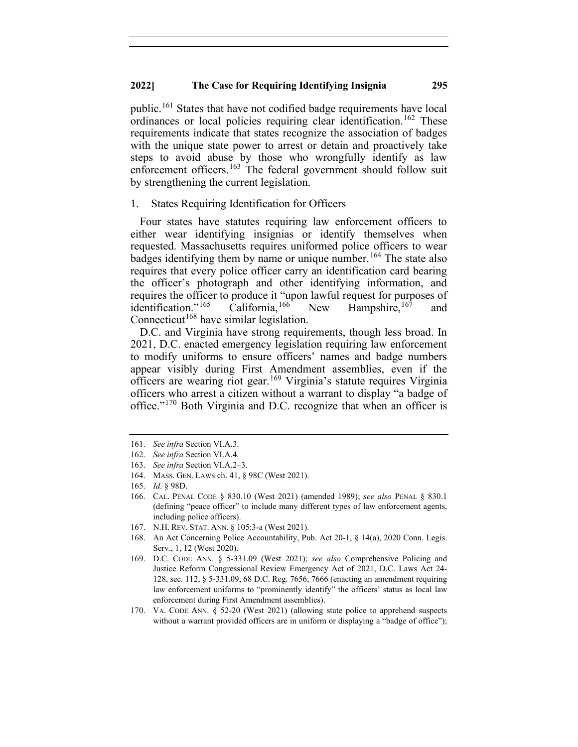public.[161] States that have not codified badge requirements have local ordinances or local policies requiring clear identification.[162] These requirements indicate that states recognize the association of badges with the unique state power to arrest or detain and proactively take steps to avoid abuse by those who wrongfully identify as law enforcement officers.[163] The federal government should follow suit by strengthening the current legislation.

### 1. States Requiring Identification for Officers

Four states have statutes requiring law enforcement officers to either wear identifying insignias or identify themselves when requested. Massachusetts requires uniformed police officers to wear badges identifying them by name or unique number.[164] The state also requires that every police officer carry an identification card bearing the officer's photograph and other identifying information, and requires the officer to produce it "upon lawful request for purposes of identification."[165] California,[166] New Hampshire,[167] and Connecticut[168] have similar legislation.

D.C. and Virginia have strong requirements, though less broad. In 2021, D.C. enacted emergency legislation requiring law enforcement to modify uniforms to ensure officers' names and badge numbers appear visibly during First Amendment assemblies, even if the officers are wearing riot gear.[169] Virginia's statute requires Virginia officers who arrest a citizen without a warrant to display "a badge of office."[170] Both Virginia and D.C. recognize that when an officer is

---

161. *See infra* Section VI.A.3.

162. *See infra* Section VI.A.4.

163. *See infra* Section VI.A.2–3.

164. MASS. GEN. LAWS ch. 41, § 98C (West 2021).

165. *Id.* § 98D.

166. CAL. PENAL CODE § 830.10 (West 2021) (amended 1989); *see also* PENAL § 830.1 (defining "peace officer" to include many different types of law enforcement agents, including police officers).

167. N.H. REV. STAT. ANN. § 105:3-a (West 2021).

168. An Act Concerning Police Accountability, Pub. Act 20-1, § 14(a), 2020 Conn. Legis. Serv., 1, 12 (West 2020).

169. D.C. CODE ANN. § 5-331.09 (West 2021); *see also* Comprehensive Policing and Justice Reform Congressional Review Emergency Act of 2021, D.C. Laws Act 24-128, sec. 112, § 5-331.09, 68 D.C. Reg. 7656, 7666 (enacting an amendment requiring law enforcement uniforms to "prominently identify" the officers' status as local law enforcement during First Amendment assemblies).

170. VA. CODE ANN. § 52-20 (West 2021) (allowing state police to apprehend suspects without a warrant provided officers are in uniform or displaying a "badge of office");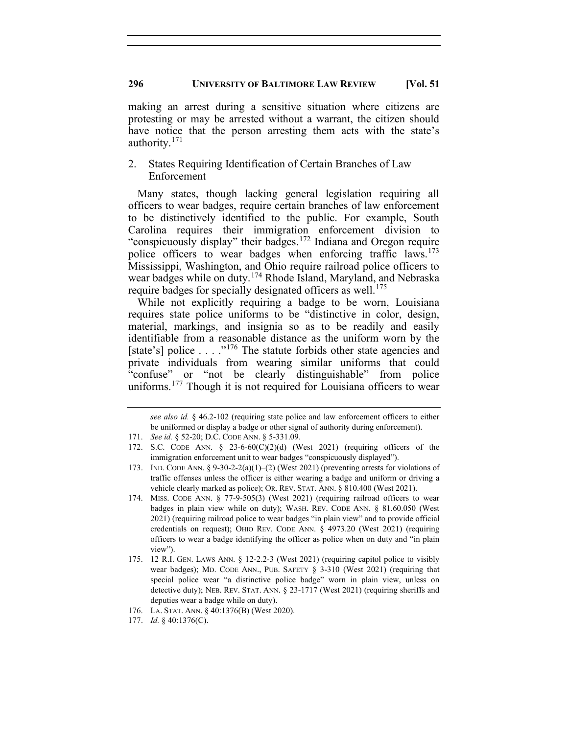making an arrest during a sensitive situation where citizens are protesting or may be arrested without a warrant, the citizen should have notice that the person arresting them acts with the state's authority.[171]

### 2. States Requiring Identification of Certain Branches of Law Enforcement

Many states, though lacking general legislation requiring all officers to wear badges, require certain branches of law enforcement to be distinctively identified to the public. For example, South Carolina requires their immigration enforcement division to "conspicuously display" their badges.[172] Indiana and Oregon require police officers to wear badges when enforcing traffic laws.[173] Mississippi, Washington, and Ohio require railroad police officers to wear badges while on duty.[174] Rhode Island, Maryland, and Nebraska require badges for specially designated officers as well.[175]

While not explicitly requiring a badge to be worn, Louisiana requires state police uniforms to be "distinctive in color, design, material, markings, and insignia so as to be readily and easily identifiable from a reasonable distance as the uniform worn by the [state's] police . . . ."[176] The statute forbids other state agencies and private individuals from wearing similar uniforms that could "confuse" or "not be clearly distinguishable" from police uniforms.[177] Though it is not required for Louisiana officers to wear

---

*see also id.* § 46.2-102 (requiring state police and law enforcement officers to either be uniformed or display a badge or other signal of authority during enforcement).

171. *See id.* § 52-20; D.C. CODE ANN. § 5-331.09.

172. S.C. CODE ANN. § 23-6-60(C)(2)(d) (West 2021) (requiring officers of the immigration enforcement unit to wear badges "conspicuously displayed").

173. IND. CODE ANN. § 9-30-2-2(a)(1)–(2) (West 2021) (preventing arrests for violations of traffic offenses unless the officer is either wearing a badge and uniform or driving a vehicle clearly marked as police); OR. REV. STAT. ANN. § 810.400 (West 2021).

174. MISS. CODE ANN. § 77-9-505(3) (West 2021) (requiring railroad officers to wear badges in plain view while on duty); WASH. REV. CODE ANN. § 81.60.050 (West 2021) (requiring railroad police to wear badges "in plain view" and to provide official credentials on request); OHIO REV. CODE ANN. § 4973.20 (West 2021) (requiring officers to wear a badge identifying the officer as police when on duty and "in plain view").

175. 12 R.I. GEN. LAWS ANN. § 12-2.2-3 (West 2021) (requiring capitol police to visibly wear badges); MD. CODE ANN., PUB. SAFETY § 3-310 (West 2021) (requiring that special police wear "a distinctive police badge" worn in plain view, unless on detective duty); NEB. REV. STAT. ANN. § 23-1717 (West 2021) (requiring sheriffs and deputies wear a badge while on duty).

176. LA. STAT. ANN. § 40:1376(B) (West 2020).

177. *Id.* § 40:1376(C).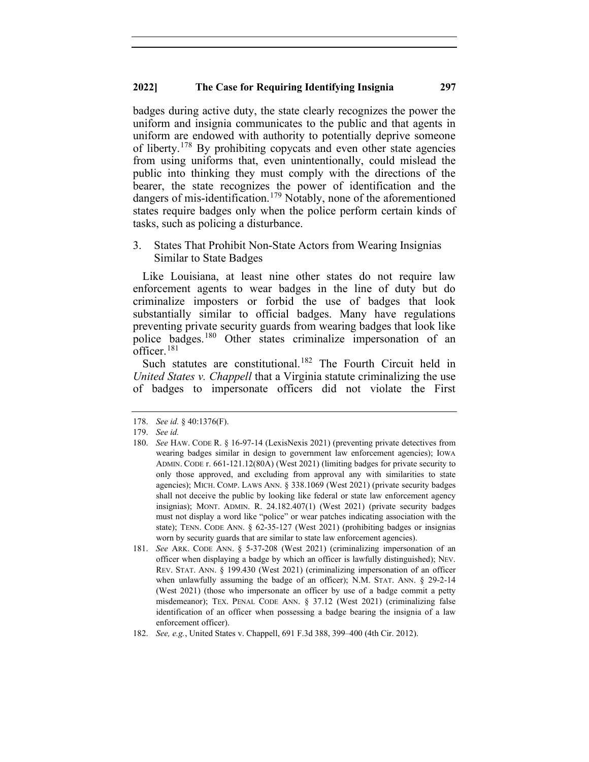badges during active duty, the state clearly recognizes the power the uniform and insignia communicates to the public and that agents in uniform are endowed with authority to potentially deprive someone of liberty.[178] By prohibiting copycats and even other state agencies from using uniforms that, even unintentionally, could mislead the public into thinking they must comply with the directions of the bearer, the state recognizes the power of identification and the dangers of mis-identification.[179] Notably, none of the aforementioned states require badges only when the police perform certain kinds of tasks, such as policing a disturbance.

### 3. States That Prohibit Non-State Actors from Wearing Insignias Similar to State Badges

Like Louisiana, at least nine other states do not require law enforcement agents to wear badges in the line of duty but do criminalize imposters or forbid the use of badges that look substantially similar to official badges. Many have regulations preventing private security guards from wearing badges that look like police badges.[180] Other states criminalize impersonation of an officer.[181]

Such statutes are constitutional.[182] The Fourth Circuit held in *United States v. Chappell* that a Virginia statute criminalizing the use of badges to impersonate officers did not violate the First

---

178. *See id.* § 40:1376(F).

179. *See id.*

180. *See* HAW. CODE R. § 16-97-14 (LexisNexis 2021) (preventing private detectives from wearing badges similar in design to government law enforcement agencies); IOWA ADMIN. CODE r. 661-121.12(80A) (West 2021) (limiting badges for private security to only those approved, and excluding from approval any with similarities to state agencies); MICH. COMP. LAWS ANN. § 338.1069 (West 2021) (private security badges shall not deceive the public by looking like federal or state law enforcement agency insignias); MONT. ADMIN. R. 24.182.407(1) (West 2021) (private security badges must not display a word like "police" or wear patches indicating association with the state); TENN. CODE ANN. § 62-35-127 (West 2021) (prohibiting badges or insignias worn by security guards that are similar to state law enforcement agencies).

181. *See* ARK. CODE ANN. § 5-37-208 (West 2021) (criminalizing impersonation of an officer when displaying a badge by which an officer is lawfully distinguished); NEV. REV. STAT. ANN. § 199.430 (West 2021) (criminalizing impersonation of an officer when unlawfully assuming the badge of an officer); N.M. STAT. ANN. § 29-2-14 (West 2021) (those who impersonate an officer by use of a badge commit a petty misdemeanor); TEX. PENAL CODE ANN. § 37.12 (West 2021) (criminalizing false identification of an officer when possessing a badge bearing the insignia of a law enforcement officer).

182. *See, e.g.*, United States v. Chappell, 691 F.3d 388, 399–400 (4th Cir. 2012).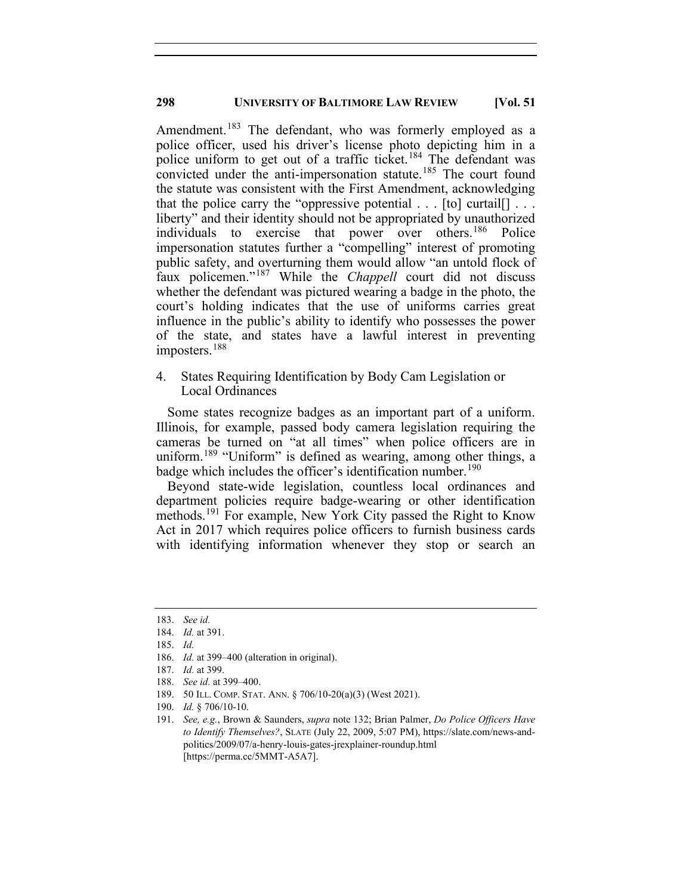Amendment.[183] The defendant, who was formerly employed as a police officer, used his driver's license photo depicting him in a police uniform to get out of a traffic ticket.[184] The defendant was convicted under the anti-impersonation statute.[185] The court found the statute was consistent with the First Amendment, acknowledging that the police carry the "oppressive potential . . . [to] curtail[] . . . liberty" and their identity should not be appropriated by unauthorized individuals to exercise that power over others.[186] Police impersonation statutes further a "compelling" interest of promoting public safety, and overturning them would allow "an untold flock of faux policemen."[187] While the *Chappell* court did not discuss whether the defendant was pictured wearing a badge in the photo, the court's holding indicates that the use of uniforms carries great influence in the public's ability to identify who possesses the power of the state, and states have a lawful interest in preventing imposters.[188]

4. States Requiring Identification by Body Cam Legislation or Local Ordinances

Some states recognize badges as an important part of a uniform. Illinois, for example, passed body camera legislation requiring the cameras be turned on "at all times" when police officers are in uniform.[189] "Uniform" is defined as wearing, among other things, a badge which includes the officer's identification number.[190]

Beyond state-wide legislation, countless local ordinances and department policies require badge-wearing or other identification methods.[191] For example, New York City passed the Right to Know Act in 2017 which requires police officers to furnish business cards with identifying information whenever they stop or search an

---

183. *See id.*

184. *Id.* at 391.

185. *Id.*

186. *Id.* at 399–400 (alteration in original).

187. *Id.* at 399.

188. *See id.* at 399–400.

189. 50 ILL. COMP. STAT. ANN. § 706/10-20(a)(3) (West 2021).

190. *Id.* § 706/10-10.

191. *See, e.g.*, Brown & Saunders, *supra* note 132; Brian Palmer, *Do Police Officers Have to Identify Themselves?*, SLATE (July 22, 2009, 5:07 PM), https://slate.com/news-and-politics/2009/07/a-henry-louis-gates-jrexplainer-roundup.html [https://perma.cc/5MMT-A5A7].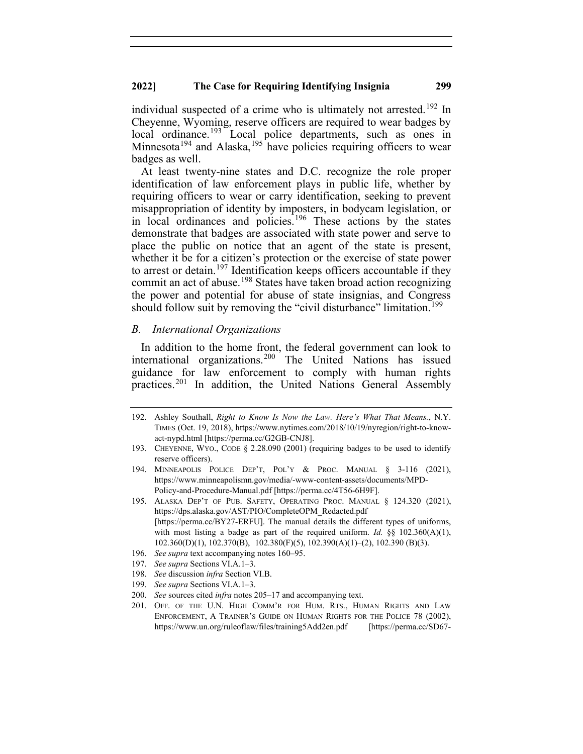individual suspected of a crime who is ultimately not arrested.[192] In Cheyenne, Wyoming, reserve officers are required to wear badges by local ordinance.[193] Local police departments, such as ones in Minnesota[194] and Alaska,[195] have policies requiring officers to wear badges as well.

At least twenty-nine states and D.C. recognize the role proper identification of law enforcement plays in public life, whether by requiring officers to wear or carry identification, seeking to prevent misappropriation of identity by imposters, in bodycam legislation, or in local ordinances and policies.[196] These actions by the states demonstrate that badges are associated with state power and serve to place the public on notice that an agent of the state is present, whether it be for a citizen's protection or the exercise of state power to arrest or detain.[197] Identification keeps officers accountable if they commit an act of abuse.[198] States have taken broad action recognizing the power and potential for abuse of state insignias, and Congress should follow suit by removing the "civil disturbance" limitation.[199]

### *B. International Organizations*

In addition to the home front, the federal government can look to international organizations.[200] The United Nations has issued guidance for law enforcement to comply with human rights practices.[201] In addition, the United Nations General Assembly

---

192. Ashley Southall, *Right to Know Is Now the Law. Here's What That Means.*, N.Y. TIMES (Oct. 19, 2018), https://www.nytimes.com/2018/10/19/nyregion/right-to-know-act-nypd.html [https://perma.cc/G2GB-CNJ8].

193. CHEYENNE, WYO., CODE § 2.28.090 (2001) (requiring badges to be used to identify reserve officers).

194. MINNEAPOLIS POLICE DEP'T, POL'Y & PROC. MANUAL § 3-116 (2021), https://www.minneapolismn.gov/media/-www-content-assets/documents/MPD-Policy-and-Procedure-Manual.pdf [https://perma.cc/4T56-6H9F].

195. ALASKA DEP'T OF PUB. SAFETY, OPERATING PROC. MANUAL § 124.320 (2021), https://dps.alaska.gov/AST/PIO/CompleteOPM_Redacted.pdf [https://perma.cc/BY27-ERFU]. The manual details the different types of uniforms, with most listing a badge as part of the required uniform. *Id.* §§ 102.360(A)(1), 102.360(D)(1), 102.370(B), 102.380(F)(5), 102.390(A)(1)–(2), 102.390 (B)(3).

196. *See supra* text accompanying notes 160–95.

197. *See supra* Sections VI.A.1–3.

198. *See* discussion *infra* Section VI.B.

199. *See supra* Sections VI.A.1–3.

200. *See* sources cited *infra* notes 205–17 and accompanying text.

201. OFF. OF THE U.N. HIGH COMM'R FOR HUM. RTS., HUMAN RIGHTS AND LAW ENFORCEMENT, A TRAINER'S GUIDE ON HUMAN RIGHTS FOR THE POLICE 78 (2002), https://www.un.org/ruleoflaw/files/training5Add2en.pdf [https://perma.cc/SD67-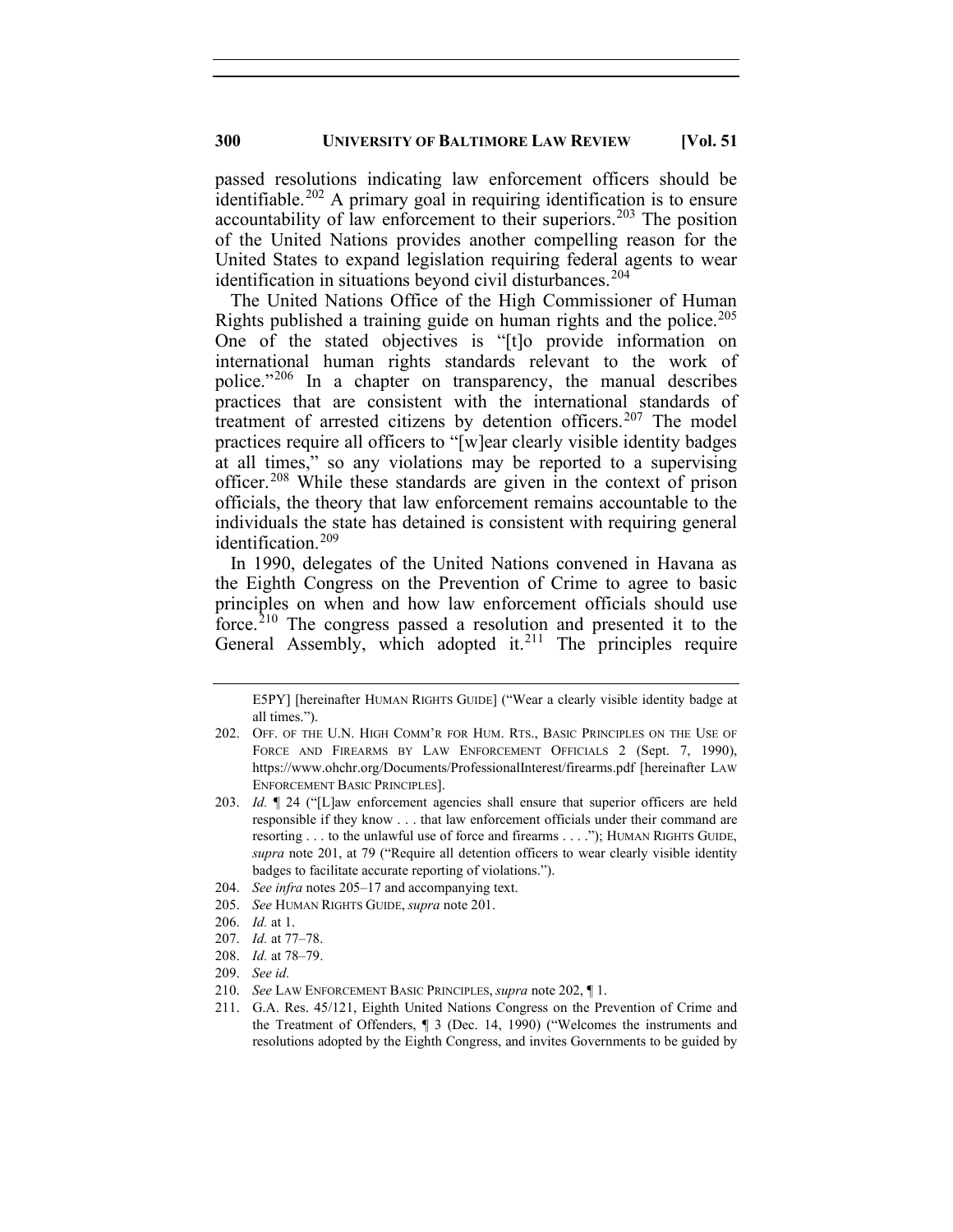passed resolutions indicating law enforcement officers should be identifiable.[202] A primary goal in requiring identification is to ensure accountability of law enforcement to their superiors.[203] The position of the United Nations provides another compelling reason for the United States to expand legislation requiring federal agents to wear identification in situations beyond civil disturbances.[204]

The United Nations Office of the High Commissioner of Human Rights published a training guide on human rights and the police.[205] One of the stated objectives is "[t]o provide information on international human rights standards relevant to the work of police."[206] In a chapter on transparency, the manual describes practices that are consistent with the international standards of treatment of arrested citizens by detention officers.[207] The model practices require all officers to "[w]ear clearly visible identity badges at all times," so any violations may be reported to a supervising officer.[208] While these standards are given in the context of prison officials, the theory that law enforcement remains accountable to the individuals the state has detained is consistent with requiring general identification.[209]

In 1990, delegates of the United Nations convened in Havana as the Eighth Congress on the Prevention of Crime to agree to basic principles on when and how law enforcement officials should use force.[210] The congress passed a resolution and presented it to the General Assembly, which adopted it.[211] The principles require

---

E5PY] [hereinafter HUMAN RIGHTS GUIDE] ("Wear a clearly visible identity badge at all times.").

202. OFF. OF THE U.N. HIGH COMM'R FOR HUM. RTS., BASIC PRINCIPLES ON THE USE OF FORCE AND FIREARMS BY LAW ENFORCEMENT OFFICIALS 2 (Sept. 7, 1990), https://www.ohchr.org/Documents/ProfessionalInterest/firearms.pdf [hereinafter LAW ENFORCEMENT BASIC PRINCIPLES].

203. *Id.* ¶ 24 ("[L]aw enforcement agencies shall ensure that superior officers are held responsible if they know . . . that law enforcement officials under their command are resorting . . . to the unlawful use of force and firearms . . . ."); HUMAN RIGHTS GUIDE, *supra* note 201, at 79 ("Require all detention officers to wear clearly visible identity badges to facilitate accurate reporting of violations.").

204. *See infra* notes 205–17 and accompanying text.

205. *See* HUMAN RIGHTS GUIDE, *supra* note 201.

206. *Id.* at 1.

207. *Id.* at 77–78.

208. *Id.* at 78–79.

209. *See id.*

210. *See* LAW ENFORCEMENT BASIC PRINCIPLES, *supra* note 202, ¶ 1.

211. G.A. Res. 45/121, Eighth United Nations Congress on the Prevention of Crime and the Treatment of Offenders, ¶ 3 (Dec. 14, 1990) ("Welcomes the instruments and resolutions adopted by the Eighth Congress, and invites Governments to be guided by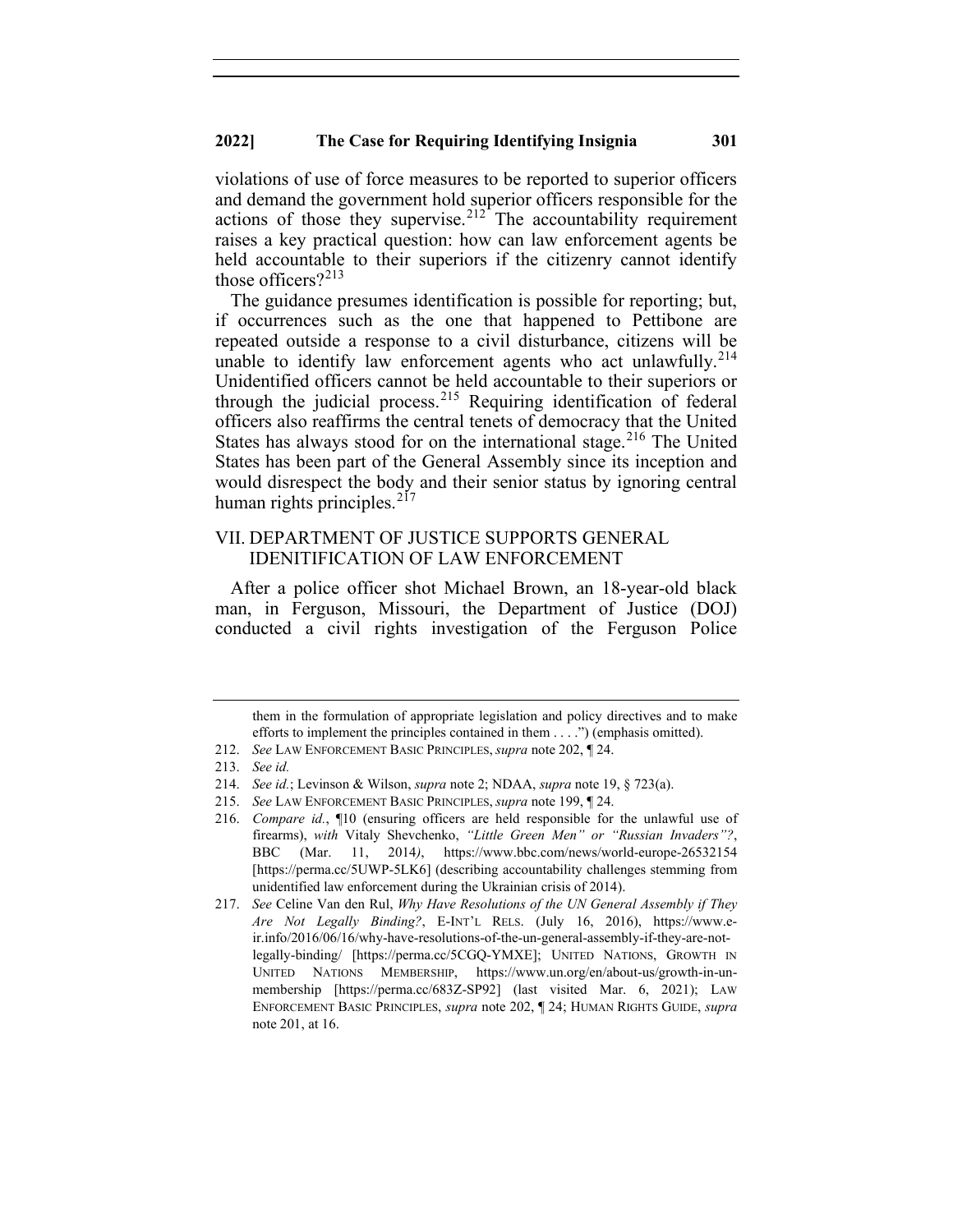violations of use of force measures to be reported to superior officers and demand the government hold superior officers responsible for the actions of those they supervise.[212] The accountability requirement raises a key practical question: how can law enforcement agents be held accountable to their superiors if the citizenry cannot identify those officers?[213]

The guidance presumes identification is possible for reporting; but, if occurrences such as the one that happened to Pettibone are repeated outside a response to a civil disturbance, citizens will be unable to identify law enforcement agents who act unlawfully.[214] Unidentified officers cannot be held accountable to their superiors or through the judicial process.[215] Requiring identification of federal officers also reaffirms the central tenets of democracy that the United States has always stood for on the international stage.[216] The United States has been part of the General Assembly since its inception and would disrespect the body and their senior status by ignoring central human rights principles.[217]

## VII. DEPARTMENT OF JUSTICE SUPPORTS GENERAL IDENITIFICATION OF LAW ENFORCEMENT

After a police officer shot Michael Brown, an 18-year-old black man, in Ferguson, Missouri, the Department of Justice (DOJ) conducted a civil rights investigation of the Ferguson Police

---

them in the formulation of appropriate legislation and policy directives and to make efforts to implement the principles contained in them . . . .") (emphasis omitted).

212. *See* LAW ENFORCEMENT BASIC PRINCIPLES, *supra* note 202, ¶ 24.

213. *See id.*

214. *See id.*; Levinson & Wilson, *supra* note 2; NDAA, *supra* note 19, § 723(a).

215. *See* LAW ENFORCEMENT BASIC PRINCIPLES, *supra* note 199, ¶ 24.

216. *Compare id.*, ¶10 (ensuring officers are held responsible for the unlawful use of firearms), *with* Vitaly Shevchenko, *"Little Green Men" or "Russian Invaders"?*, BBC (Mar. 11, 2014), https://www.bbc.com/news/world-europe-26532154 [https://perma.cc/5UWP-5LK6] (describing accountability challenges stemming from unidentified law enforcement during the Ukrainian crisis of 2014).

217. *See* Celine Van den Rul, *Why Have Resolutions of the UN General Assembly if They Are Not Legally Binding?*, E-INT'L RELS. (July 16, 2016), https://www.e-ir.info/2016/06/16/why-have-resolutions-of-the-un-general-assembly-if-they-are-not-legally-binding/ [https://perma.cc/5CGQ-YMXE]; UNITED NATIONS, GROWTH IN UNITED NATIONS MEMBERSHIP, https://www.un.org/en/about-us/growth-in-un-membership [https://perma.cc/683Z-SP92] (last visited Mar. 6, 2021); LAW ENFORCEMENT BASIC PRINCIPLES, *supra* note 202, ¶ 24; HUMAN RIGHTS GUIDE, *supra* note 201, at 16.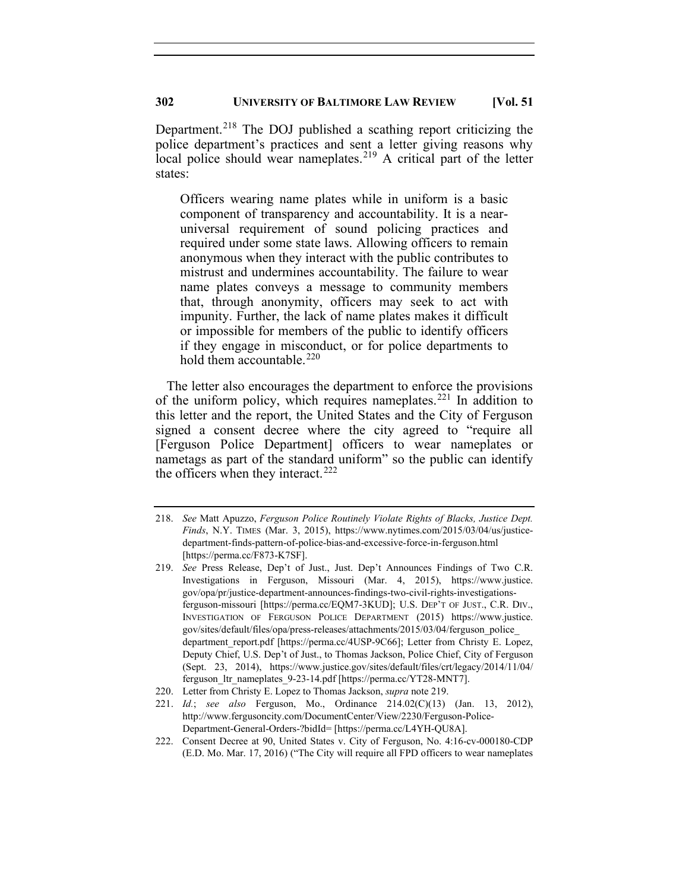Department.[218] The DOJ published a scathing report criticizing the police department's practices and sent a letter giving reasons why local police should wear nameplates.[219] A critical part of the letter states:

> Officers wearing name plates while in uniform is a basic component of transparency and accountability. It is a near-universal requirement of sound policing practices and required under some state laws. Allowing officers to remain anonymous when they interact with the public contributes to mistrust and undermines accountability. The failure to wear name plates conveys a message to community members that, through anonymity, officers may seek to act with impunity. Further, the lack of name plates makes it difficult or impossible for members of the public to identify officers if they engage in misconduct, or for police departments to hold them accountable.[220]

The letter also encourages the department to enforce the provisions of the uniform policy, which requires nameplates.[221] In addition to this letter and the report, the United States and the City of Ferguson signed a consent decree where the city agreed to "require all [Ferguson Police Department] officers to wear nameplates or nametags as part of the standard uniform" so the public can identify the officers when they interact.[222]

---

218. *See* Matt Apuzzo, *Ferguson Police Routinely Violate Rights of Blacks, Justice Dept. Finds*, N.Y. TIMES (Mar. 3, 2015), https://www.nytimes.com/2015/03/04/us/justice-department-finds-pattern-of-police-bias-and-excessive-force-in-ferguson.html [https://perma.cc/F873-K7SF].

219. *See* Press Release, Dep't of Just., Just. Dep't Announces Findings of Two C.R. Investigations in Ferguson, Missouri (Mar. 4, 2015), https://www.justice.gov/opa/pr/justice-department-announces-findings-two-civil-rights-investigations-ferguson-missouri [https://perma.cc/EQM7-3KUD]; U.S. DEP'T OF JUST., C.R. DIV., INVESTIGATION OF FERGUSON POLICE DEPARTMENT (2015) https://www.justice.gov/sites/default/files/opa/press-releases/attachments/2015/03/04/ferguson_police_department_report.pdf [https://perma.cc/4USP-9C66]; Letter from Christy E. Lopez, Deputy Chief, U.S. Dep't of Just., to Thomas Jackson, Police Chief, City of Ferguson (Sept. 23, 2014), https://www.justice.gov/sites/default/files/crt/legacy/2014/11/04/ferguson_ltr_nameplates_9-23-14.pdf [https://perma.cc/YT28-MNT7].

220. Letter from Christy E. Lopez to Thomas Jackson, *supra* note 219.

221. *Id.*; *see also* Ferguson, Mo., Ordinance 214.02(C)(13) (Jan. 13, 2012), http://www.fergusoncity.com/DocumentCenter/View/2230/Ferguson-Police-Department-General-Orders-?bidId= [https://perma.cc/L4YH-QU8A].

222. Consent Decree at 90, United States v. City of Ferguson, No. 4:16-cv-000180-CDP (E.D. Mo. Mar. 17, 2016) ("The City will require all FPD officers to wear nameplates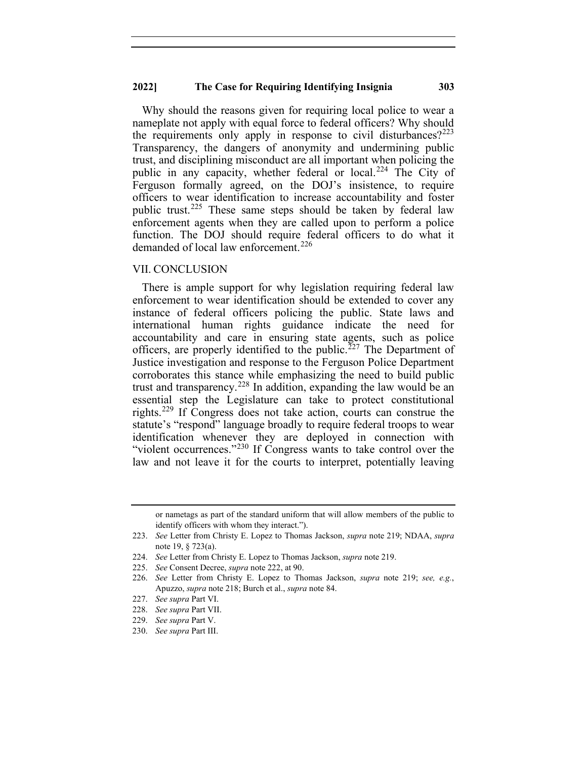Why should the reasons given for requiring local police to wear a nameplate not apply with equal force to federal officers? Why should the requirements only apply in response to civil disturbances?[223] Transparency, the dangers of anonymity and undermining public trust, and disciplining misconduct are all important when policing the public in any capacity, whether federal or local.[224] The City of Ferguson formally agreed, on the DOJ's insistence, to require officers to wear identification to increase accountability and foster public trust.[225] These same steps should be taken by federal law enforcement agents when they are called upon to perform a police function. The DOJ should require federal officers to do what it demanded of local law enforcement.[226]

## VII. CONCLUSION

There is ample support for why legislation requiring federal law enforcement to wear identification should be extended to cover any instance of federal officers policing the public. State laws and international human rights guidance indicate the need for accountability and care in ensuring state agents, such as police officers, are properly identified to the public.[227] The Department of Justice investigation and response to the Ferguson Police Department corroborates this stance while emphasizing the need to build public trust and transparency.[228] In addition, expanding the law would be an essential step the Legislature can take to protect constitutional rights.[229] If Congress does not take action, courts can construe the statute's "respond" language broadly to require federal troops to wear identification whenever they are deployed in connection with "violent occurrences."[230] If Congress wants to take control over the law and not leave it for the courts to interpret, potentially leaving

---

or nametags as part of the standard uniform that will allow members of the public to identify officers with whom they interact.").

223. *See* Letter from Christy E. Lopez to Thomas Jackson, *supra* note 219; NDAA, *supra* note 19, § 723(a).

224. *See* Letter from Christy E. Lopez to Thomas Jackson, *supra* note 219.

225. *See* Consent Decree, *supra* note 222, at 90.

226. *See* Letter from Christy E. Lopez to Thomas Jackson, *supra* note 219; *see, e.g.*, Apuzzo, *supra* note 218; Burch et al., *supra* note 84.

227. *See supra* Part VI.

228. *See supra* Part VII.

229. *See supra* Part V.

230. *See supra* Part III.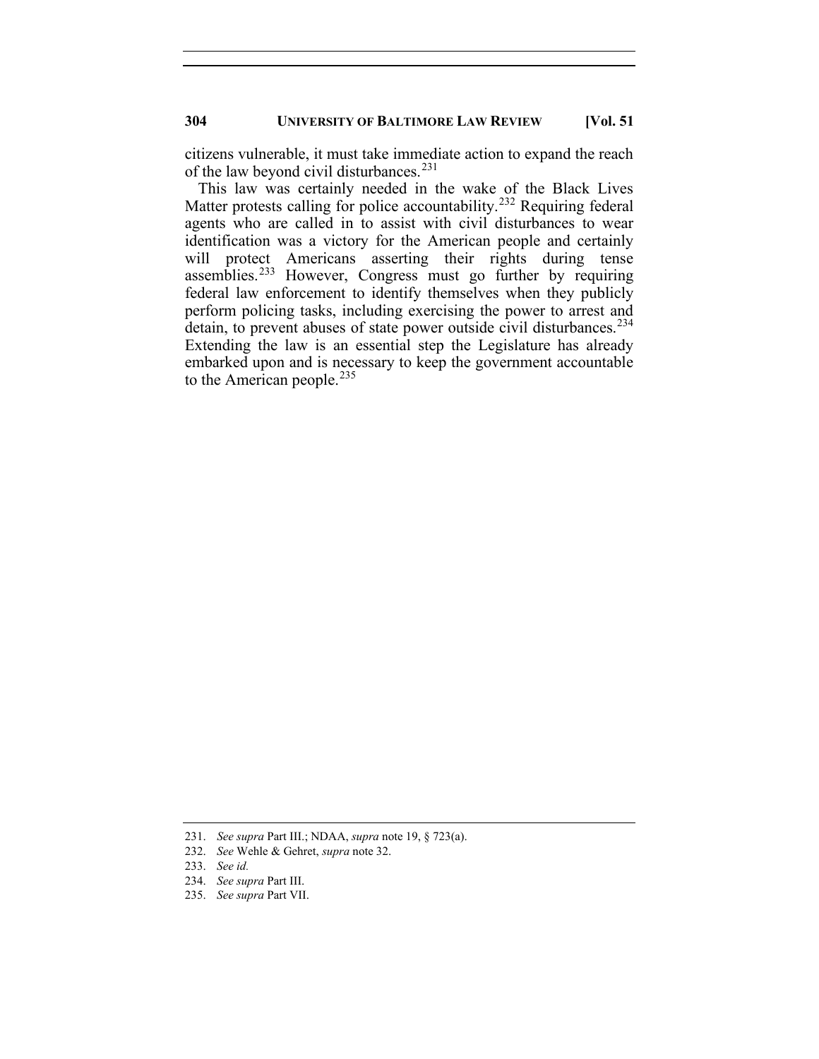citizens vulnerable, it must take immediate action to expand the reach of the law beyond civil disturbances.[231]

This law was certainly needed in the wake of the Black Lives Matter protests calling for police accountability.[232] Requiring federal agents who are called in to assist with civil disturbances to wear identification was a victory for the American people and certainly will protect Americans asserting their rights during tense assemblies.[233] However, Congress must go further by requiring federal law enforcement to identify themselves when they publicly perform policing tasks, including exercising the power to arrest and detain, to prevent abuses of state power outside civil disturbances.[234] Extending the law is an essential step the Legislature has already embarked upon and is necessary to keep the government accountable to the American people.[235]

---

231. *See supra* Part III.; NDAA, *supra* note 19, § 723(a).
232. *See* Wehle & Gehret, *supra* note 32.
233. *See id.*
234. *See supra* Part III.
235. *See supra* Part VII.